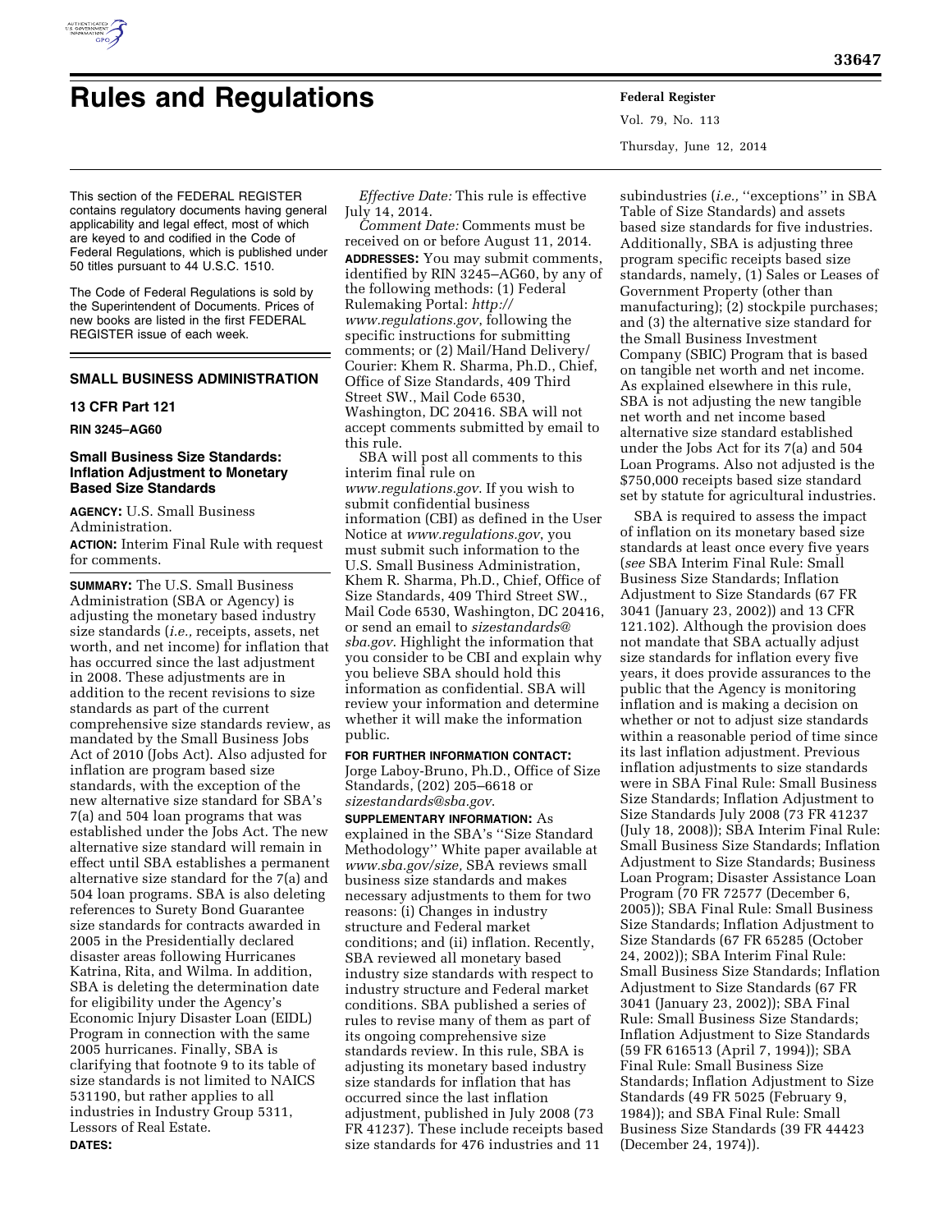# Rules and Regulations

This section of the FEDERAL REGISTER contains regulatory documents having general applicability and legal effect, most of which are keyed to and codified in the Code of Federal Regulations, which is published under 50 titles pursuant to 44 U.S.C. 1510.

The Code of Federal Regulations is sold by the Superintendent of Documents. Prices of new books are listed in the first FEDERAL REGISTER issue of each week.

## SMALL BUSINESS ADMINISTRATION

### 13 CFR Part 121

**RIN 3245–AG60**

### Small Business Size Standards: Inflation Adjustment to Monetary Based Size Standards

**AGENCY:** U.S. Small Business Administration.

**ACTION:** Interim Final Rule with request for comments.

**SUMMARY:** The U.S. Small Business Administration (SBA or Agency) is adjusting the monetary based industry size standards (*i.e.,* receipts, assets, net worth, and net income) for inflation that has occurred since the last adjustment in 2008. These adjustments are in addition to the recent revisions to size standards as part of the current comprehensive size standards review, as mandated by the Small Business Jobs Act of 2010 (Jobs Act). Also adjusted for inflation are program based size standards, with the exception of the new alternative size standard for SBA's 7(a) and 504 loan programs that was established under the Jobs Act. The new alternative size standard will remain in effect until SBA establishes a permanent alternative size standard for the 7(a) and 504 loan programs. SBA is also deleting references to Surety Bond Guarantee size standards for contracts awarded in 2005 in the Presidentially declared disaster areas following Hurricanes Katrina, Rita, and Wilma. In addition, SBA is deleting the determination date for eligibility under the Agency's Economic Injury Disaster Loan (EIDL) Program in connection with the same 2005 hurricanes. Finally, SBA is clarifying that footnote 9 to its table of size standards is not limited to NAICS 531190, but rather applies to all industries in Industry Group 5311, Lessors of Real Estate.

**DATES:**

*Effective Date:* This rule is effective July 14, 2014.

*Comment Date:* Comments must be received on or before August 11, 2014.

**ADDRESSES:** You may submit comments, identified by RIN 3245–AG60, by any of the following methods: (1) Federal Rulemaking Portal: *http://www.regulations.gov*, following the specific instructions for submitting comments; or (2) Mail/Hand Delivery/Courier: Khem R. Sharma, Ph.D., Chief, Office of Size Standards, 409 Third Street SW., Mail Code 6530, Washington, DC 20416. SBA will not accept comments submitted by email to this rule.

SBA will post all comments to this interim final rule on *www.regulations.gov*. If you wish to submit confidential business information (CBI) as defined in the User Notice at *www.regulations.gov*, you must submit such information to the U.S. Small Business Administration, Khem R. Sharma, Ph.D., Chief, Office of Size Standards, 409 Third Street SW., Mail Code 6530, Washington, DC 20416, or send an email to *sizestandards@sba.gov*. Highlight the information that you consider to be CBI and explain why you believe SBA should hold this information as confidential. SBA will review your information and determine whether it will make the information public.

**FOR FURTHER INFORMATION CONTACT:** Jorge Laboy-Bruno, Ph.D., Office of Size Standards, (202) 205–6618 or *sizestandards@sba.gov*.

**SUPPLEMENTARY INFORMATION:** As explained in the SBA's "Size Standard Methodology" White paper available at *www.sba.gov/size,* SBA reviews small business size standards and makes necessary adjustments to them for two reasons: (i) Changes in industry structure and Federal market conditions; and (ii) inflation. Recently, SBA reviewed all monetary based industry size standards with respect to industry structure and Federal market conditions. SBA published a series of rules to revise many of them as part of its ongoing comprehensive size standards review. In this rule, SBA is adjusting its monetary based industry size standards for inflation that has occurred since the last inflation adjustment, published in July 2008 (73 FR 41237). These include receipts based size standards for 476 industries and 11 subindustries (*i.e.,* "exceptions" in SBA Table of Size Standards) and assets based size standards for five industries. Additionally, SBA is adjusting three program specific receipts based size standards, namely, (1) Sales or Leases of Government Property (other than manufacturing); (2) stockpile purchases; and (3) the alternative size standard for the Small Business Investment Company (SBIC) Program that is based on tangible net worth and net income. As explained elsewhere in this rule, SBA is not adjusting the new tangible net worth and net income based alternative size standard established under the Jobs Act for its 7(a) and 504 Loan Programs. Also not adjusted is the $750,000 receipts based size standard set by statute for agricultural industries.

SBA is required to assess the impact of inflation on its monetary based size standards at least once every five years (*see* SBA Interim Final Rule: Small Business Size Standards; Inflation Adjustment to Size Standards (67 FR 3041 (January 23, 2002)) and 13 CFR 121.102). Although the provision does not mandate that SBA actually adjust size standards for inflation every five years, it does provide assurances to the public that the Agency is monitoring inflation and is making a decision on whether or not to adjust size standards within a reasonable period of time since its last inflation adjustment. Previous inflation adjustments to size standards were in SBA Final Rule: Small Business Size Standards; Inflation Adjustment to Size Standards July 2008 (73 FR 41237 (July 18, 2008)); SBA Interim Final Rule: Small Business Size Standards; Inflation Adjustment to Size Standards; Business Loan Program; Disaster Assistance Loan Program (70 FR 72577 (December 6, 2005)); SBA Final Rule: Small Business Size Standards; Inflation Adjustment to Size Standards (67 FR 65285 (October 24, 2002)); SBA Interim Final Rule: Small Business Size Standards; Inflation Adjustment to Size Standards (67 FR 3041 (January 23, 2002)); SBA Final Rule: Small Business Size Standards; Inflation Adjustment to Size Standards (59 FR 616513 (April 7, 1994)); SBA Final Rule: Small Business Size Standards; Inflation Adjustment to Size Standards (49 FR 5025 (February 9, 1984)); and SBA Final Rule: Small Business Size Standards (39 FR 44423 (December 24, 1974)).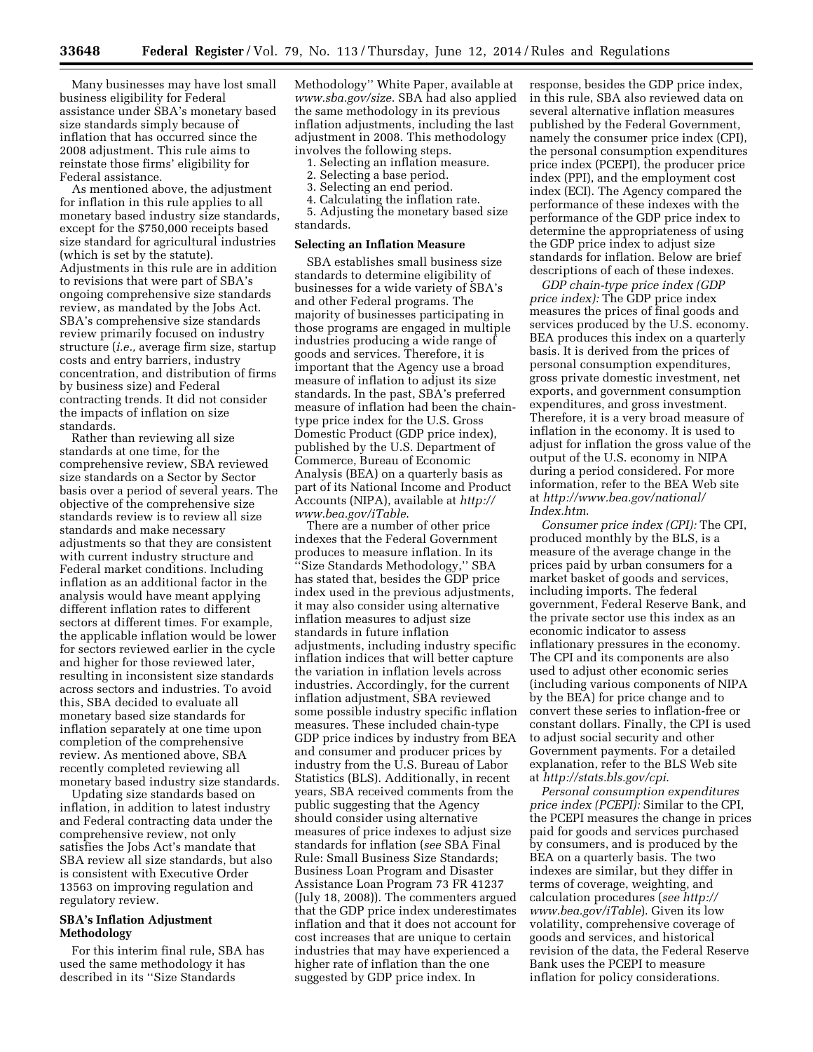Many businesses may have lost small business eligibility for Federal assistance under SBA's monetary based size standards simply because of inflation that has occurred since the 2008 adjustment. This rule aims to reinstate those firms' eligibility for Federal assistance.

As mentioned above, the adjustment for inflation in this rule applies to all monetary based industry size standards, except for the $750,000 receipts based size standard for agricultural industries (which is set by the statute). Adjustments in this rule are in addition to revisions that were part of SBA's ongoing comprehensive size standards review, as mandated by the Jobs Act. SBA's comprehensive size standards review primarily focused on industry structure (*i.e.,* average firm size, startup costs and entry barriers, industry concentration, and distribution of firms by business size) and Federal contracting trends. It did not consider the impacts of inflation on size standards.

Rather than reviewing all size standards at one time, for the comprehensive review, SBA reviewed size standards on a Sector by Sector basis over a period of several years. The objective of the comprehensive size standards review is to review all size standards and make necessary adjustments so that they are consistent with current industry structure and Federal market conditions. Including inflation as an additional factor in the analysis would have meant applying different inflation rates to different sectors at different times. For example, the applicable inflation would be lower for sectors reviewed earlier in the cycle and higher for those reviewed later, resulting in inconsistent size standards across sectors and industries. To avoid this, SBA decided to evaluate all monetary based size standards for inflation separately at one time upon completion of the comprehensive review. As mentioned above, SBA recently completed reviewing all monetary based industry size standards.

Updating size standards based on inflation, in addition to latest industry and Federal contracting data under the comprehensive review, not only satisfies the Jobs Act's mandate that SBA review all size standards, but also is consistent with Executive Order 13563 on improving regulation and regulatory review.

## SBA's Inflation Adjustment Methodology

For this interim final rule, SBA has used the same methodology it has described in its "Size Standards Methodology" White Paper, available at *www.sba.gov/size*. SBA had also applied the same methodology in its previous inflation adjustments, including the last adjustment in 2008. This methodology involves the following steps.

1. Selecting an inflation measure.
2. Selecting a base period.
3. Selecting an end period.
4. Calculating the inflation rate.
5. Adjusting the monetary based size standards.

### Selecting an Inflation Measure

SBA establishes small business size standards to determine eligibility of businesses for a wide variety of SBA's and other Federal programs. The majority of businesses participating in those programs are engaged in multiple industries producing a wide range of goods and services. Therefore, it is important that the Agency use a broad measure of inflation to adjust its size standards. In the past, SBA's preferred measure of inflation had been the chain-type price index for the U.S. Gross Domestic Product (GDP price index), published by the U.S. Department of Commerce, Bureau of Economic Analysis (BEA) on a quarterly basis as part of its National Income and Product Accounts (NIPA), available at *http://www.bea.gov/iTable*.

There are a number of other price indexes that the Federal Government produces to measure inflation. In its "Size Standards Methodology," SBA has stated that, besides the GDP price index used in the previous adjustments, it may also consider using alternative inflation measures to adjust size standards in future inflation adjustments, including industry specific inflation indices that will better capture the variation in inflation levels across industries. Accordingly, for the current inflation adjustment, SBA reviewed some possible industry specific inflation measures. These included chain-type GDP price indices by industry from BEA and consumer and producer prices by industry from the U.S. Bureau of Labor Statistics (BLS). Additionally, in recent years, SBA received comments from the public suggesting that the Agency should consider using alternative measures of price indexes to adjust size standards for inflation (*see* SBA Final Rule: Small Business Size Standards; Business Loan Program and Disaster Assistance Loan Program 73 FR 41237 (July 18, 2008)). The commenters argued that the GDP price index underestimates inflation and that it does not account for cost increases that are unique to certain industries that may have experienced a higher rate of inflation than the one suggested by GDP price index. In response, besides the GDP price index, in this rule, SBA also reviewed data on several alternative inflation measures published by the Federal Government, namely the consumer price index (CPI), the personal consumption expenditures price index (PCEPI), the producer price index (PPI), and the employment cost index (ECI). The Agency compared the performance of these indexes with the performance of the GDP price index to determine the appropriateness of using the GDP price index to adjust size standards for inflation. Below are brief descriptions of each of these indexes.

*GDP chain-type price index (GDP price index):* The GDP price index measures the prices of final goods and services produced by the U.S. economy. BEA produces this index on a quarterly basis. It is derived from the prices of personal consumption expenditures, gross private domestic investment, net exports, and government consumption expenditures, and gross investment. Therefore, it is a very broad measure of inflation in the economy. It is used to adjust for inflation the gross value of the output of the U.S. economy in NIPA during a period considered. For more information, refer to the BEA Web site at *http://www.bea.gov/national/Index.htm*.

*Consumer price index (CPI):* The CPI, produced monthly by the BLS, is a measure of the average change in the prices paid by urban consumers for a market basket of goods and services, including imports. The federal government, Federal Reserve Bank, and the private sector use this index as an economic indicator to assess inflationary pressures in the economy. The CPI and its components are also used to adjust other economic series (including various components of NIPA by the BEA) for price change and to convert these series to inflation-free or constant dollars. Finally, the CPI is used to adjust social security and other Government payments. For a detailed explanation, refer to the BLS Web site at *http://stats.bls.gov/cpi*.

*Personal consumption expenditures price index (PCEPI):* Similar to the CPI, the PCEPI measures the change in prices paid for goods and services purchased by consumers, and is produced by the BEA on a quarterly basis. The two indexes are similar, but they differ in terms of coverage, weighting, and calculation procedures (*see http://www.bea.gov/iTable*). Given its low volatility, comprehensive coverage of goods and services, and historical revision of the data, the Federal Reserve Bank uses the PCEPI to measure inflation for policy considerations.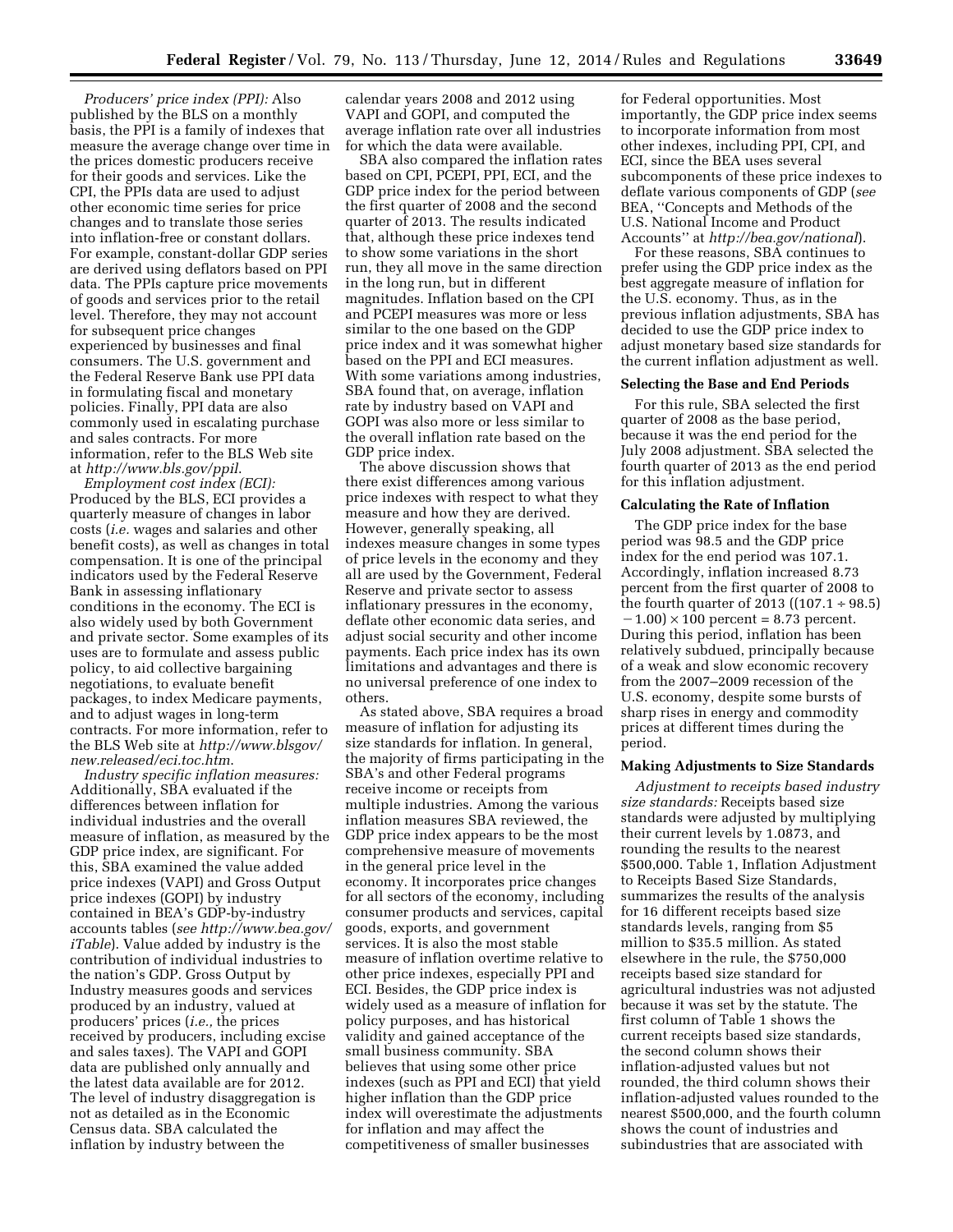*Producers' price index (PPI):* Also published by the BLS on a monthly basis, the PPI is a family of indexes that measure the average change over time in the prices domestic producers receive for their goods and services. Like the CPI, the PPIs data are used to adjust other economic time series for price changes and to translate those series into inflation-free or constant dollars. For example, constant-dollar GDP series are derived using deflators based on PPI data. The PPIs capture price movements of goods and services prior to the retail level. Therefore, they may not account for subsequent price changes experienced by businesses and final consumers. The U.S. government and the Federal Reserve Bank use PPI data in formulating fiscal and monetary policies. Finally, PPI data are also commonly used in escalating purchase and sales contracts. For more information, refer to the BLS Web site at *http://www.bls.gov/ppil.*

*Employment cost index (ECI):* Produced by the BLS, ECI provides a quarterly measure of changes in labor costs (*i.e.* wages and salaries and other benefit costs), as well as changes in total compensation. It is one of the principal indicators used by the Federal Reserve Bank in assessing inflationary conditions in the economy. The ECI is also widely used by both Government and private sector. Some examples of its uses are to formulate and assess public policy, to aid collective bargaining negotiations, to evaluate benefit packages, to index Medicare payments, and to adjust wages in long-term contracts. For more information, refer to the BLS Web site at *http://www.blsgov/new.released/eci.toc.htm.*

*Industry specific inflation measures:* Additionally, SBA evaluated if the differences between inflation for individual industries and the overall measure of inflation, as measured by the GDP price index, are significant. For this, SBA examined the value added price indexes (VAPI) and Gross Output price indexes (GOPI) by industry contained in BEA's GDP-by-industry accounts tables (*see http://www.bea.gov/iTable*). Value added by industry is the contribution of individual industries to the nation's GDP. Gross Output by Industry measures goods and services produced by an industry, valued at producers' prices (*i.e.,* the prices received by producers, including excise and sales taxes). The VAPI and GOPI data are published only annually and the latest data available are for 2012. The level of industry disaggregation is not as detailed as in the Economic Census data. SBA calculated the inflation by industry between the calendar years 2008 and 2012 using VAPI and GOPI, and computed the average inflation rate over all industries for which the data were available.

SBA also compared the inflation rates based on CPI, PCEPI, PPI, ECI, and the GDP price index for the period between the first quarter of 2008 and the second quarter of 2013. The results indicated that, although these price indexes tend to show some variations in the short run, they all move in the same direction in the long run, but in different magnitudes. Inflation based on the CPI and PCEPI measures was more or less similar to the one based on the GDP price index and it was somewhat higher based on the PPI and ECI measures. With some variations among industries, SBA found that, on average, inflation rate by industry based on VAPI and GOPI was also more or less similar to the overall inflation rate based on the GDP price index.

The above discussion shows that there exist differences among various price indexes with respect to what they measure and how they are derived. However, generally speaking, all indexes measure changes in some types of price levels in the economy and they all are used by the Government, Federal Reserve and private sector to assess inflationary pressures in the economy, deflate other economic data series, and adjust social security and other income payments. Each price index has its own limitations and advantages and there is no universal preference of one index to others.

As stated above, SBA requires a broad measure of inflation for adjusting its size standards for inflation. In general, the majority of firms participating in the SBA's and other Federal programs receive income or receipts from multiple industries. Among the various inflation measures SBA reviewed, the GDP price index appears to be the most comprehensive measure of movements in the general price level in the economy. It incorporates price changes for all sectors of the economy, including consumer products and services, capital goods, exports, and government services. It is also the most stable measure of inflation overtime relative to other price indexes, especially PPI and ECI. Besides, the GDP price index is widely used as a measure of inflation for policy purposes, and has historical validity and gained acceptance of the small business community. SBA believes that using some other price indexes (such as PPI and ECI) that yield higher inflation than the GDP price index will overestimate the adjustments for inflation and may affect the competitiveness of smaller businesses for Federal opportunities. Most importantly, the GDP price index seems to incorporate information from most other indexes, including PPI, CPI, and ECI, since the BEA uses several subcomponents of these price indexes to deflate various components of GDP (*see* BEA, ''Concepts and Methods of the U.S. National Income and Product Accounts'' at *http://bea.gov/national*).

For these reasons, SBA continues to prefer using the GDP price index as the best aggregate measure of inflation for the U.S. economy. Thus, as in the previous inflation adjustments, SBA has decided to use the GDP price index to adjust monetary based size standards for the current inflation adjustment as well.

**Selecting the Base and End Periods**

For this rule, SBA selected the first quarter of 2008 as the base period, because it was the end period for the July 2008 adjustment. SBA selected the fourth quarter of 2013 as the end period for this inflation adjustment.

**Calculating the Rate of Inflation**

The GDP price index for the base period was 98.5 and the GDP price index for the end period was 107.1. Accordingly, inflation increased 8.73 percent from the first quarter of 2008 to the fourth quarter of 2013 $((107.1 \div 98.5) - 1.00) \times 100$ percent = 8.73 percent. During this period, inflation has been relatively subdued, principally because of a weak and slow economic recovery from the 2007–2009 recession of the U.S. economy, despite some bursts of sharp rises in energy and commodity prices at different times during the period.

**Making Adjustments to Size Standards**

*Adjustment to receipts based industry size standards:* Receipts based size standards were adjusted by multiplying their current levels by 1.0873, and rounding the results to the nearest \$500,000. Table 1, Inflation Adjustment to Receipts Based Size Standards, summarizes the results of the analysis for 16 different receipts based size standards levels, ranging from \$5 million to \$35.5 million. As stated elsewhere in the rule, the \$750,000 receipts based size standard for agricultural industries was not adjusted because it was set by the statute. The first column of Table 1 shows the current receipts based size standards, the second column shows their inflation-adjusted values but not rounded, the third column shows their inflation-adjusted values rounded to the nearest \$500,000, and the fourth column shows the count of industries and subindustries that are associated with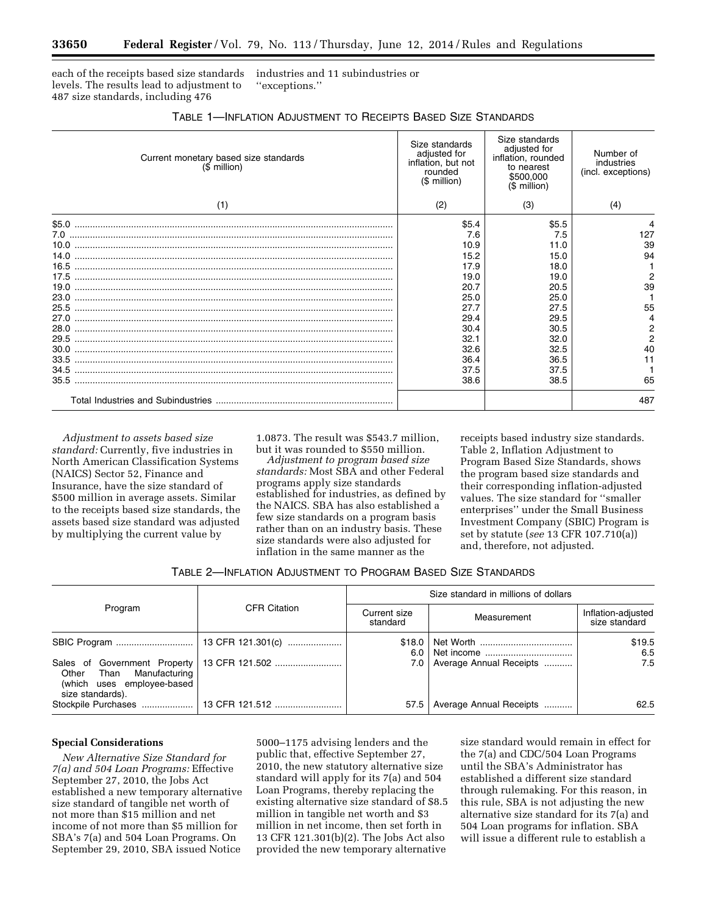each of the receipts based size standards levels. The results lead to adjustment to 487 size standards, including 476 industries and 11 subindustries or ''exceptions.''

TABLE 1—INFLATION ADJUSTMENT TO RECEIPTS BASED SIZE STANDARDS

| Current monetary based size standards ($ million) | Size standards adjusted for inflation, but not rounded ($ million) | Size standards adjusted for inflation, rounded to nearest $500,000 ($ million) | Number of industries (incl. exceptions) |
|---|---|---|---|
| (1) | (2) | (3) | (4) |
| $5.0 | $5.4 | $5.5 | 4 |
| 7.0 | 7.6 | 7.5 | 127 |
| 10.0 | 10.9 | 11.0 | 39 |
| 14.0 | 15.2 | 15.0 | 94 |
| 16.5 | 17.9 | 18.0 | 1 |
| 17.5 | 19.0 | 19.0 | 2 |
| 19.0 | 20.7 | 20.5 | 39 |
| 23.0 | 25.0 | 25.0 | 1 |
| 25.5 | 27.7 | 27.5 | 55 |
| 27.0 | 29.4 | 29.5 | 4 |
| 28.0 | 30.4 | 30.5 | 2 |
| 29.5 | 32.1 | 32.0 | 2 |
| 30.0 | 32.6 | 32.5 | 40 |
| 33.5 | 36.4 | 36.5 | 11 |
| 34.5 | 37.5 | 37.5 | 1 |
| 35.5 | 38.6 | 38.5 | 65 |
| Total Industries and Subindustries | | | 487 |

*Adjustment to assets based size standard:* Currently, five industries in North American Classification Systems (NAICS) Sector 52, Finance and Insurance, have the size standard of $500 million in average assets. Similar to the receipts based size standards, the assets based size standard was adjusted by multiplying the current value by 1.0873. The result was $543.7 million, but it was rounded to $550 million.

*Adjustment to program based size standards:* Most SBA and other Federal programs apply size standards established for industries, as defined by the NAICS. SBA has also established a few size standards on a program basis rather than on an industry basis. These size standards were also adjusted for inflation in the same manner as the receipts based industry size standards. Table 2, Inflation Adjustment to Program Based Size Standards, shows the program based size standards and their corresponding inflation-adjusted values. The size standard for ''smaller enterprises'' under the Small Business Investment Company (SBIC) Program is set by statute (*see* 13 CFR 107.710(a)) and, therefore, not adjusted.

TABLE 2—INFLATION ADJUSTMENT TO PROGRAM BASED SIZE STANDARDS

| Program | CFR Citation | Size standard in millions of dollars | | |
|---|---|---|---|---|
| | | Current size standard | Measurement | Inflation-adjusted size standard |
| SBIC Program | 13 CFR 121.301(c) | $18.0 | Net Worth | $19.5 |
| | | 6.0 | Net income | 6.5 |
| Sales of Government Property Other Than Manufacturing (which uses employee-based size standards). | 13 CFR 121.502 | 7.0 | Average Annual Receipts | 7.5 |
| Stockpile Purchases | 13 CFR 121.512 | 57.5 | Average Annual Receipts | 62.5 |

**Special Considerations**

*New Alternative Size Standard for 7(a) and 504 Loan Programs:* Effective September 27, 2010, the Jobs Act established a new temporary alternative size standard of tangible net worth of not more than $15 million and net income of not more than $5 million for SBA's 7(a) and 504 Loan Programs. On September 29, 2010, SBA issued Notice 5000–1175 advising lenders and the public that, effective September 27, 2010, the new statutory alternative size standard will apply for its 7(a) and 504 Loan Programs, thereby replacing the existing alternative size standard of $8.5 million in tangible net worth and $3 million in net income, then set forth in 13 CFR 121.301(b)(2). The Jobs Act also provided the new temporary alternative size standard would remain in effect for the 7(a) and CDC/504 Loan Programs until the SBA's Administrator has established a different size standard through rulemaking. For this reason, in this rule, SBA is not adjusting the new alternative size standard for its 7(a) and 504 Loan programs for inflation. SBA will issue a different rule to establish a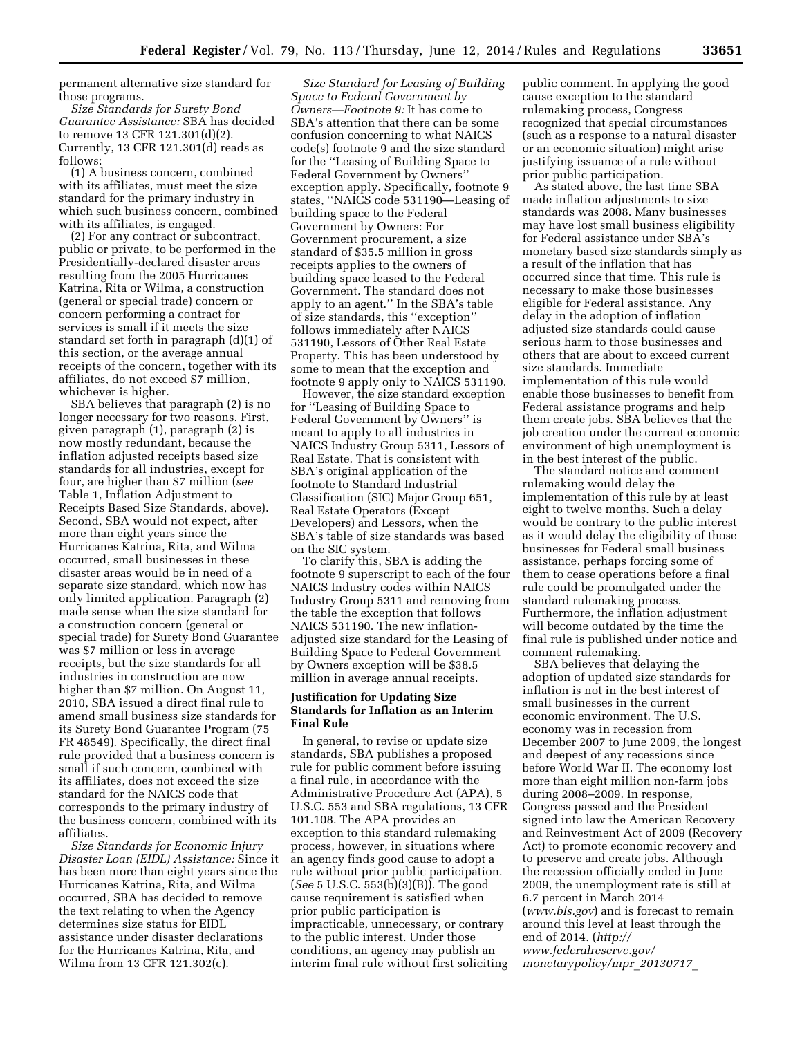permanent alternative size standard for those programs.

*Size Standards for Surety Bond Guarantee Assistance:* SBA has decided to remove 13 CFR 121.301(d)(2). Currently, 13 CFR 121.301(d) reads as follows:

(1) A business concern, combined with its affiliates, must meet the size standard for the primary industry in which such business concern, combined with its affiliates, is engaged.

(2) For any contract or subcontract, public or private, to be performed in the Presidentially-declared disaster areas resulting from the 2005 Hurricanes Katrina, Rita or Wilma, a construction (general or special trade) concern or concern performing a contract for services is small if it meets the size standard set forth in paragraph (d)(1) of this section, or the average annual receipts of the concern, together with its affiliates, do not exceed $7 million, whichever is higher.

SBA believes that paragraph (2) is no longer necessary for two reasons. First, given paragraph (1), paragraph (2) is now mostly redundant, because the inflation adjusted receipts based size standards for all industries, except for four, are higher than $7 million (*see* Table 1, Inflation Adjustment to Receipts Based Size Standards, above). Second, SBA would not expect, after more than eight years since the Hurricanes Katrina, Rita, and Wilma occurred, small businesses in these disaster areas would be in need of a separate size standard, which now has only limited application. Paragraph (2) made sense when the size standard for a construction concern (general or special trade) for Surety Bond Guarantee was $7 million or less in average receipts, but the size standards for all industries in construction are now higher than $7 million. On August 11, 2010, SBA issued a direct final rule to amend small business size standards for its Surety Bond Guarantee Program (75 FR 48549). Specifically, the direct final rule provided that a business concern is small if such concern, combined with its affiliates, does not exceed the size standard for the NAICS code that corresponds to the primary industry of the business concern, combined with its affiliates.

*Size Standards for Economic Injury Disaster Loan (EIDL) Assistance:* Since it has been more than eight years since the Hurricanes Katrina, Rita, and Wilma occurred, SBA has decided to remove the text relating to when the Agency determines size status for EIDL assistance under disaster declarations for the Hurricanes Katrina, Rita, and Wilma from 13 CFR 121.302(c).

*Size Standard for Leasing of Building Space to Federal Government by Owners—Footnote 9:* It has come to SBA's attention that there can be some confusion concerning to what NAICS code(s) footnote 9 and the size standard for the ''Leasing of Building Space to Federal Government by Owners'' exception apply. Specifically, footnote 9 states, ''NAICS code 531190—Leasing of building space to the Federal Government by Owners: For Government procurement, a size standard of $35.5 million in gross receipts applies to the owners of building space leased to the Federal Government. The standard does not apply to an agent.'' In the SBA's table of size standards, this ''exception'' follows immediately after NAICS 531190, Lessors of Other Real Estate Property. This has been understood by some to mean that the exception and footnote 9 apply only to NAICS 531190.

However, the size standard exception for ''Leasing of Building Space to Federal Government by Owners'' is meant to apply to all industries in NAICS Industry Group 5311, Lessors of Real Estate. That is consistent with SBA's original application of the footnote to Standard Industrial Classification (SIC) Major Group 651, Real Estate Operators (Except Developers) and Lessors, when the SBA's table of size standards was based on the SIC system.

To clarify this, SBA is adding the footnote 9 superscript to each of the four NAICS Industry codes within NAICS Industry Group 5311 and removing from the table the exception that follows NAICS 531190. The new inflation-adjusted size standard for the Leasing of Building Space to Federal Government by Owners exception will be $38.5 million in average annual receipts.

### Justification for Updating Size Standards for Inflation as an Interim Final Rule

In general, to revise or update size standards, SBA publishes a proposed rule for public comment before issuing a final rule, in accordance with the Administrative Procedure Act (APA), 5 U.S.C. 553 and SBA regulations, 13 CFR 101.108. The APA provides an exception to this standard rulemaking process, however, in situations where an agency finds good cause to adopt a rule without prior public participation. (*See* 5 U.S.C. 553(b)(3)(B)). The good cause requirement is satisfied when prior public participation is impracticable, unnecessary, or contrary to the public interest. Under those conditions, an agency may publish an interim final rule without first soliciting public comment. In applying the good cause exception to the standard rulemaking process, Congress recognized that special circumstances (such as a response to a natural disaster or an economic situation) might arise justifying issuance of a rule without prior public participation.

As stated above, the last time SBA made inflation adjustments to size standards was 2008. Many businesses may have lost small business eligibility for Federal assistance under SBA's monetary based size standards simply as a result of the inflation that has occurred since that time. This rule is necessary to make those businesses eligible for Federal assistance. Any delay in the adoption of inflation adjusted size standards could cause serious harm to those businesses and others that are about to exceed current size standards. Immediate implementation of this rule would enable those businesses to benefit from Federal assistance programs and help them create jobs. SBA believes that the job creation under the current economic environment of high unemployment is in the best interest of the public.

The standard notice and comment rulemaking would delay the implementation of this rule by at least eight to twelve months. Such a delay would be contrary to the public interest as it would delay the eligibility of those businesses for Federal small business assistance, perhaps forcing some of them to cease operations before a final rule could be promulgated under the standard rulemaking process. Furthermore, the inflation adjustment will become outdated by the time the final rule is published under notice and comment rulemaking.

SBA believes that delaying the adoption of updated size standards for inflation is not in the best interest of small businesses in the current economic environment. The U.S. economy was in recession from December 2007 to June 2009, the longest and deepest of any recessions since before World War II. The economy lost more than eight million non-farm jobs during 2008–2009. In response, Congress passed and the President signed into law the American Recovery and Reinvestment Act of 2009 (Recovery Act) to promote economic recovery and to preserve and create jobs. Although the recession officially ended in June 2009, the unemployment rate is still at 6.7 percent in March 2014 (*www.bls.gov*) and is forecast to remain around this level at least through the end of 2014. (*http://www.federalreserve.gov/monetarypolicy/mpr_20130717_*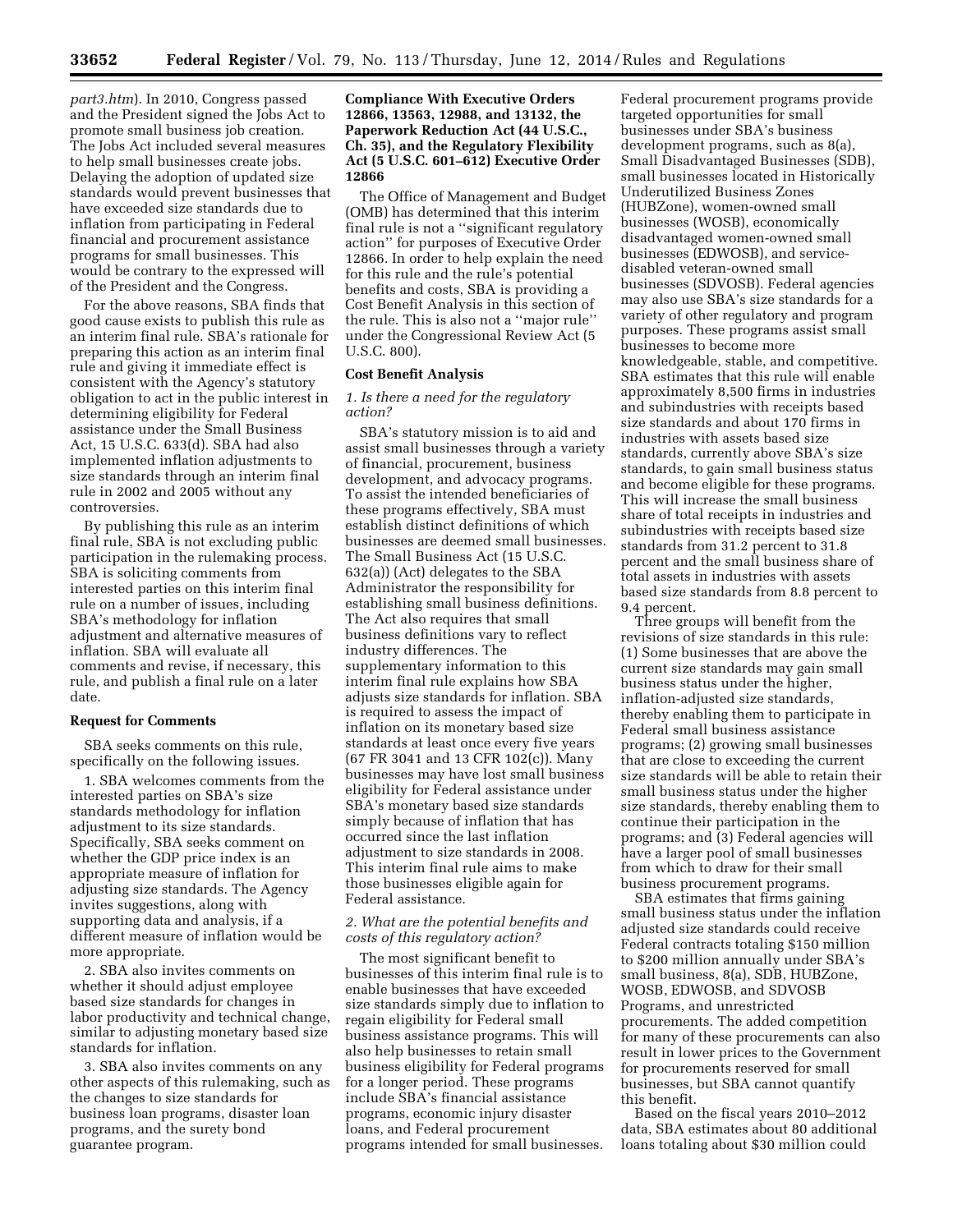*part3.htm*). In 2010, Congress passed and the President signed the Jobs Act to promote small business job creation. The Jobs Act included several measures to help small businesses create jobs. Delaying the adoption of updated size standards would prevent businesses that have exceeded size standards due to inflation from participating in Federal financial and procurement assistance programs for small businesses. This would be contrary to the expressed will of the President and the Congress.

For the above reasons, SBA finds that good cause exists to publish this rule as an interim final rule. SBA's rationale for preparing this action as an interim final rule and giving it immediate effect is consistent with the Agency's statutory obligation to act in the public interest in determining eligibility for Federal assistance under the Small Business Act, 15 U.S.C. 633(d). SBA had also implemented inflation adjustments to size standards through an interim final rule in 2002 and 2005 without any controversies.

By publishing this rule as an interim final rule, SBA is not excluding public participation in the rulemaking process. SBA is soliciting comments from interested parties on this interim final rule on a number of issues, including SBA's methodology for inflation adjustment and alternative measures of inflation. SBA will evaluate all comments and revise, if necessary, this rule, and publish a final rule on a later date.

**Request for Comments**

SBA seeks comments on this rule, specifically on the following issues.

1. SBA welcomes comments from the interested parties on SBA's size standards methodology for inflation adjustment to its size standards. Specifically, SBA seeks comment on whether the GDP price index is an appropriate measure of inflation for adjusting size standards. The Agency invites suggestions, along with supporting data and analysis, if a different measure of inflation would be more appropriate.

2. SBA also invites comments on whether it should adjust employee based size standards for changes in labor productivity and technical change, similar to adjusting monetary based size standards for inflation.

3. SBA also invites comments on any other aspects of this rulemaking, such as the changes to size standards for business loan programs, disaster loan programs, and the surety bond guarantee program.

**Compliance With Executive Orders 12866, 13563, 12988, and 13132, the Paperwork Reduction Act (44 U.S.C., Ch. 35), and the Regulatory Flexibility Act (5 U.S.C. 601–612) Executive Order 12866**

The Office of Management and Budget (OMB) has determined that this interim final rule is not a ''significant regulatory action'' for purposes of Executive Order 12866. In order to help explain the need for this rule and the rule's potential benefits and costs, SBA is providing a Cost Benefit Analysis in this section of the rule. This is also not a ''major rule'' under the Congressional Review Act (5 U.S.C. 800).

**Cost Benefit Analysis**

*1. Is there a need for the regulatory action?*

SBA's statutory mission is to aid and assist small businesses through a variety of financial, procurement, business development, and advocacy programs. To assist the intended beneficiaries of these programs effectively, SBA must establish distinct definitions of which businesses are deemed small businesses. The Small Business Act (15 U.S.C. 632(a)) (Act) delegates to the SBA Administrator the responsibility for establishing small business definitions. The Act also requires that small business definitions vary to reflect industry differences. The supplementary information to this interim final rule explains how SBA adjusts size standards for inflation. SBA is required to assess the impact of inflation on its monetary based size standards at least once every five years (67 FR 3041 and 13 CFR 102(c)). Many businesses may have lost small business eligibility for Federal assistance under SBA's monetary based size standards simply because of inflation that has occurred since the last inflation adjustment to size standards in 2008. This interim final rule aims to make those businesses eligible again for Federal assistance.

*2. What are the potential benefits and costs of this regulatory action?*

The most significant benefit to businesses of this interim final rule is to enable businesses that have exceeded size standards simply due to inflation to regain eligibility for Federal small business assistance programs. This will also help businesses to retain small business eligibility for Federal programs for a longer period. These programs include SBA's financial assistance programs, economic injury disaster loans, and Federal procurement programs intended for small businesses. Federal procurement programs provide targeted opportunities for small businesses under SBA's business development programs, such as 8(a), Small Disadvantaged Businesses (SDB), small businesses located in Historically Underutilized Business Zones (HUBZone), women-owned small businesses (WOSB), economically disadvantaged women-owned small businesses (EDWOSB), and service-disabled veteran-owned small businesses (SDVOSB). Federal agencies may also use SBA's size standards for a variety of other regulatory and program purposes. These programs assist small businesses to become more knowledgeable, stable, and competitive. SBA estimates that this rule will enable approximately 8,500 firms in industries and subindustries with receipts based size standards and about 170 firms in industries with assets based size standards, currently above SBA's size standards, to gain small business status and become eligible for these programs. This will increase the small business share of total receipts in industries and subindustries with receipts based size standards from 31.2 percent to 31.8 percent and the small business share of total assets in industries with assets based size standards from 8.8 percent to 9.4 percent.

Three groups will benefit from the revisions of size standards in this rule: (1) Some businesses that are above the current size standards may gain small business status under the higher, inflation-adjusted size standards, thereby enabling them to participate in Federal small business assistance programs; (2) growing small businesses that are close to exceeding the current size standards will be able to retain their small business status under the higher size standards, thereby enabling them to continue their participation in the programs; and (3) Federal agencies will have a larger pool of small businesses from which to draw for their small business procurement programs.

SBA estimates that firms gaining small business status under the inflation adjusted size standards could receive Federal contracts totaling $150 million to $200 million annually under SBA's small business, 8(a), SDB, HUBZone, WOSB, EDWOSB, and SDVOSB Programs, and unrestricted procurements. The added competition for many of these procurements can also result in lower prices to the Government for procurements reserved for small businesses, but SBA cannot quantify this benefit.

Based on the fiscal years 2010–2012 data, SBA estimates about 80 additional loans totaling about $30 million could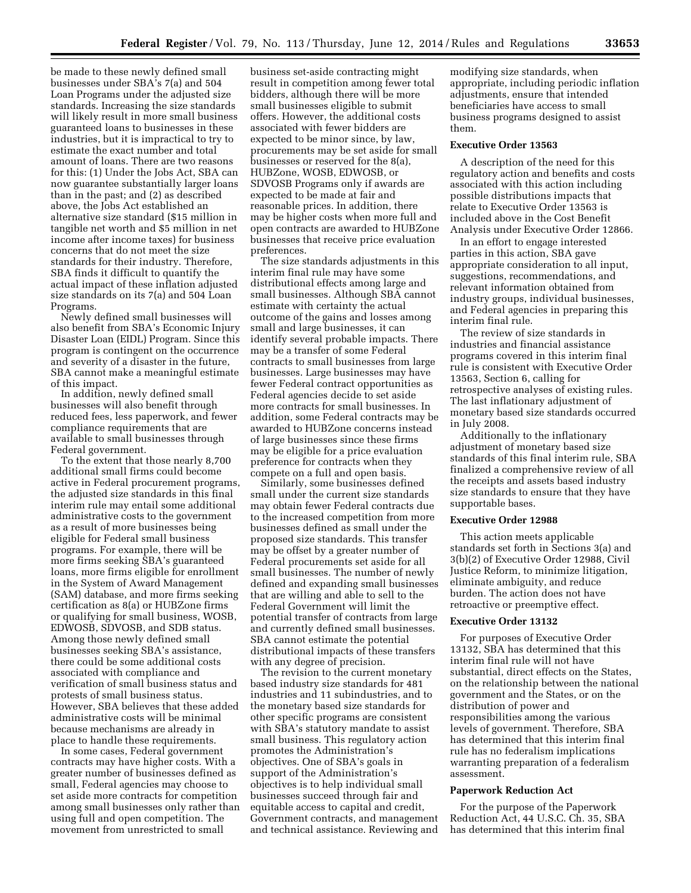be made to these newly defined small businesses under SBA's 7(a) and 504 Loan Programs under the adjusted size standards. Increasing the size standards will likely result in more small business guaranteed loans to businesses in these industries, but it is impractical to try to estimate the exact number and total amount of loans. There are two reasons for this: (1) Under the Jobs Act, SBA can now guarantee substantially larger loans than in the past; and (2) as described above, the Jobs Act established an alternative size standard ($15 million in tangible net worth and $5 million in net income after income taxes) for business concerns that do not meet the size standards for their industry. Therefore, SBA finds it difficult to quantify the actual impact of these inflation adjusted size standards on its 7(a) and 504 Loan Programs.

Newly defined small businesses will also benefit from SBA's Economic Injury Disaster Loan (EIDL) Program. Since this program is contingent on the occurrence and severity of a disaster in the future, SBA cannot make a meaningful estimate of this impact.

In addition, newly defined small businesses will also benefit through reduced fees, less paperwork, and fewer compliance requirements that are available to small businesses through Federal government.

To the extent that those nearly 8,700 additional small firms could become active in Federal procurement programs, the adjusted size standards in this final interim rule may entail some additional administrative costs to the government as a result of more businesses being eligible for Federal small business programs. For example, there will be more firms seeking SBA's guaranteed loans, more firms eligible for enrollment in the System of Award Management (SAM) database, and more firms seeking certification as 8(a) or HUBZone firms or qualifying for small business, WOSB, EDWOSB, SDVOSB, and SDB status. Among those newly defined small businesses seeking SBA's assistance, there could be some additional costs associated with compliance and verification of small business status and protests of small business status. However, SBA believes that these added administrative costs will be minimal because mechanisms are already in place to handle these requirements.

In some cases, Federal government contracts may have higher costs. With a greater number of businesses defined as small, Federal agencies may choose to set aside more contracts for competition among small businesses only rather than using full and open competition. The movement from unrestricted to small business set-aside contracting might result in competition among fewer total bidders, although there will be more small businesses eligible to submit offers. However, the additional costs associated with fewer bidders are expected to be minor since, by law, procurements may be set aside for small businesses or reserved for the 8(a), HUBZone, WOSB, EDWOSB, or SDVOSB Programs only if awards are expected to be made at fair and reasonable prices. In addition, there may be higher costs when more full and open contracts are awarded to HUBZone businesses that receive price evaluation preferences.

The size standards adjustments in this interim final rule may have some distributional effects among large and small businesses. Although SBA cannot estimate with certainty the actual outcome of the gains and losses among small and large businesses, it can identify several probable impacts. There may be a transfer of some Federal contracts to small businesses from large businesses. Large businesses may have fewer Federal contract opportunities as Federal agencies decide to set aside more contracts for small businesses. In addition, some Federal contracts may be awarded to HUBZone concerns instead of large businesses since these firms may be eligible for a price evaluation preference for contracts when they compete on a full and open basis.

Similarly, some businesses defined small under the current size standards may obtain fewer Federal contracts due to the increased competition from more businesses defined as small under the proposed size standards. This transfer may be offset by a greater number of Federal procurements set aside for all small businesses. The number of newly defined and expanding small businesses that are willing and able to sell to the Federal Government will limit the potential transfer of contracts from large and currently defined small businesses. SBA cannot estimate the potential distributional impacts of these transfers with any degree of precision.

The revision to the current monetary based industry size standards for 481 industries and 11 subindustries, and to the monetary based size standards for other specific programs are consistent with SBA's statutory mandate to assist small business. This regulatory action promotes the Administration's objectives. One of SBA's goals in support of the Administration's objectives is to help individual small businesses succeed through fair and equitable access to capital and credit, Government contracts, and management and technical assistance. Reviewing and modifying size standards, when appropriate, including periodic inflation adjustments, ensure that intended beneficiaries have access to small business programs designed to assist them.

**Executive Order 13563**

A description of the need for this regulatory action and benefits and costs associated with this action including possible distributions impacts that relate to Executive Order 13563 is included above in the Cost Benefit Analysis under Executive Order 12866.

In an effort to engage interested parties in this action, SBA gave appropriate consideration to all input, suggestions, recommendations, and relevant information obtained from industry groups, individual businesses, and Federal agencies in preparing this interim final rule.

The review of size standards in industries and financial assistance programs covered in this interim final rule is consistent with Executive Order 13563, Section 6, calling for retrospective analyses of existing rules. The last inflationary adjustment of monetary based size standards occurred in July 2008.

Additionally to the inflationary adjustment of monetary based size standards of this final interim rule, SBA finalized a comprehensive review of all the receipts and assets based industry size standards to ensure that they have supportable bases.

**Executive Order 12988**

This action meets applicable standards set forth in Sections 3(a) and 3(b)(2) of Executive Order 12988, Civil Justice Reform, to minimize litigation, eliminate ambiguity, and reduce burden. The action does not have retroactive or preemptive effect.

**Executive Order 13132**

For purposes of Executive Order 13132, SBA has determined that this interim final rule will not have substantial, direct effects on the States, on the relationship between the national government and the States, or on the distribution of power and responsibilities among the various levels of government. Therefore, SBA has determined that this interim final rule has no federalism implications warranting preparation of a federalism assessment.

**Paperwork Reduction Act**

For the purpose of the Paperwork Reduction Act, 44 U.S.C. Ch. 35, SBA has determined that this interim final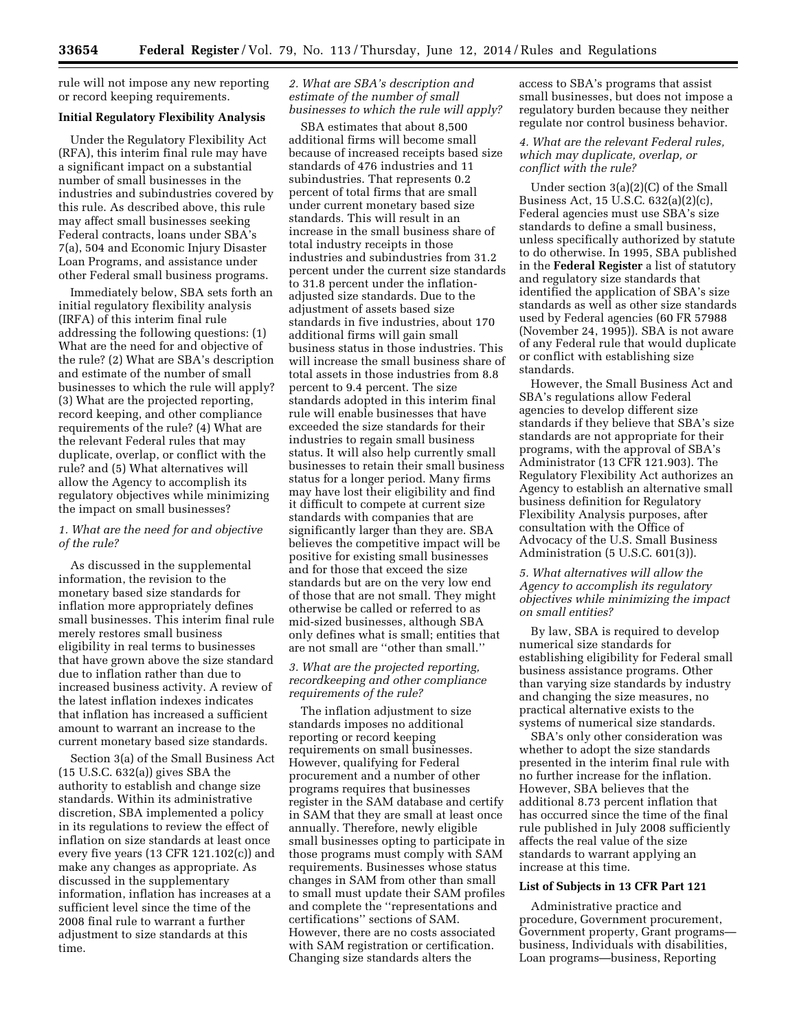rule will not impose any new reporting or record keeping requirements.

**Initial Regulatory Flexibility Analysis**

Under the Regulatory Flexibility Act (RFA), this interim final rule may have a significant impact on a substantial number of small businesses in the industries and subindustries covered by this rule. As described above, this rule may affect small businesses seeking Federal contracts, loans under SBA's 7(a), 504 and Economic Injury Disaster Loan Programs, and assistance under other Federal small business programs.

Immediately below, SBA sets forth an initial regulatory flexibility analysis (IRFA) of this interim final rule addressing the following questions: (1) What are the need for and objective of the rule? (2) What are SBA's description and estimate of the number of small businesses to which the rule will apply? (3) What are the projected reporting, record keeping, and other compliance requirements of the rule? (4) What are the relevant Federal rules that may duplicate, overlap, or conflict with the rule? and (5) What alternatives will allow the Agency to accomplish its regulatory objectives while minimizing the impact on small businesses?

*1. What are the need for and objective of the rule?*

As discussed in the supplemental information, the revision to the monetary based size standards for inflation more appropriately defines small businesses. This interim final rule merely restores small business eligibility in real terms to businesses that have grown above the size standard due to inflation rather than due to increased business activity. A review of the latest inflation indexes indicates that inflation has increased a sufficient amount to warrant an increase to the current monetary based size standards.

Section 3(a) of the Small Business Act (15 U.S.C. 632(a)) gives SBA the authority to establish and change size standards. Within its administrative discretion, SBA implemented a policy in its regulations to review the effect of inflation on size standards at least once every five years (13 CFR 121.102(c)) and make any changes as appropriate. As discussed in the supplementary information, inflation has increases at a sufficient level since the time of the 2008 final rule to warrant a further adjustment to size standards at this time.

*2. What are SBA's description and estimate of the number of small businesses to which the rule will apply?*

SBA estimates that about 8,500 additional firms will become small because of increased receipts based size standards of 476 industries and 11 subindustries. That represents 0.2 percent of total firms that are small under current monetary based size standards. This will result in an increase in the small business share of total industry receipts in those industries and subindustries from 31.2 percent under the current size standards to 31.8 percent under the inflation-adjusted size standards. Due to the adjustment of assets based size standards in five industries, about 170 additional firms will gain small business status in those industries. This will increase the small business share of total assets in those industries from 8.8 percent to 9.4 percent. The size standards adopted in this interim final rule will enable businesses that have exceeded the size standards for their industries to regain small business status. It will also help currently small businesses to retain their small business status for a longer period. Many firms may have lost their eligibility and find it difficult to compete at current size standards with companies that are significantly larger than they are. SBA believes the competitive impact will be positive for existing small businesses and for those that exceed the size standards but are on the very low end of those that are not small. They might otherwise be called or referred to as mid-sized businesses, although SBA only defines what is small; entities that are not small are ''other than small.''

*3. What are the projected reporting, recordkeeping and other compliance requirements of the rule?*

The inflation adjustment to size standards imposes no additional reporting or record keeping requirements on small businesses. However, qualifying for Federal procurement and a number of other programs requires that businesses register in the SAM database and certify in SAM that they are small at least once annually. Therefore, newly eligible small businesses opting to participate in those programs must comply with SAM requirements. Businesses whose status changes in SAM from other than small to small must update their SAM profiles and complete the ''representations and certifications'' sections of SAM. However, there are no costs associated with SAM registration or certification. Changing size standards alters the access to SBA's programs that assist small businesses, but does not impose a regulatory burden because they neither regulate nor control business behavior.

*4. What are the relevant Federal rules, which may duplicate, overlap, or conflict with the rule?*

Under section 3(a)(2)(C) of the Small Business Act, 15 U.S.C. 632(a)(2)(c), Federal agencies must use SBA's size standards to define a small business, unless specifically authorized by statute to do otherwise. In 1995, SBA published in the **Federal Register** a list of statutory and regulatory size standards that identified the application of SBA's size standards as well as other size standards used by Federal agencies (60 FR 57988 (November 24, 1995)). SBA is not aware of any Federal rule that would duplicate or conflict with establishing size standards.

However, the Small Business Act and SBA's regulations allow Federal agencies to develop different size standards if they believe that SBA's size standards are not appropriate for their programs, with the approval of SBA's Administrator (13 CFR 121.903). The Regulatory Flexibility Act authorizes an Agency to establish an alternative small business definition for Regulatory Flexibility Analysis purposes, after consultation with the Office of Advocacy of the U.S. Small Business Administration (5 U.S.C. 601(3)).

*5. What alternatives will allow the Agency to accomplish its regulatory objectives while minimizing the impact on small entities?*

By law, SBA is required to develop numerical size standards for establishing eligibility for Federal small business assistance programs. Other than varying size standards by industry and changing the size measures, no practical alternative exists to the systems of numerical size standards.

SBA's only other consideration was whether to adopt the size standards presented in the interim final rule with no further increase for the inflation. However, SBA believes that the additional 8.73 percent inflation that has occurred since the time of the final rule published in July 2008 sufficiently affects the real value of the size standards to warrant applying an increase at this time.

**List of Subjects in 13 CFR Part 121**

Administrative practice and procedure, Government procurement, Government property, Grant programs—business, Individuals with disabilities, Loan programs—business, Reporting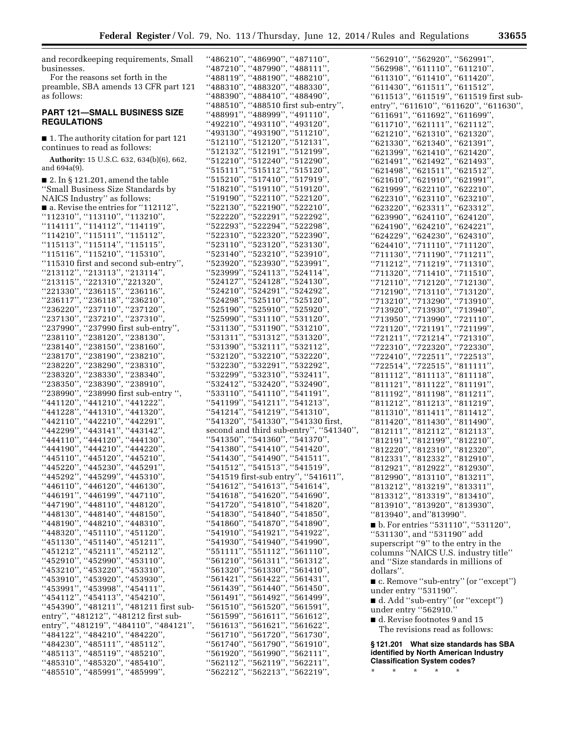and recordkeeping requirements, Small businesses.

For the reasons set forth in the preamble, SBA amends 13 CFR part 121 as follows:

## PART 121—SMALL BUSINESS SIZE REGULATIONS

■ 1. The authority citation for part 121 continues to read as follows:

**Authority:** 15 U.S.C. 632, 634(b)(6), 662, and 694a(9).

■ 2. In § 121.201, amend the table ''Small Business Size Standards by NAICS Industry'' as follows:

■ a. Revise the entries for ''112112'', ''112310'', ''113110'', ''113210'', ''114111'', ''114112'', ''114119'', ''114210'', ''115111'', ''115112'', ''115113'', ''115114'', ''115115'', ''115116'', ''115210'', ''115310'', ''115310 first and second sub-entry'', ''213112'', ''213113'', ''213114'', ''213115'', ''221310'',''221320'', ''221330'', ''236115'', ''236116'', ''236117'', ''236118'', ''236210'', ''236220'', ''237110'', ''237120'', ''237130'', ''237210'', ''237310'', ''237990'', ''237990 first sub-entry'', ''238110'', ''238120'', ''238130'', ''238140'', ''238150'', ''238160'', ''238170'', ''238190'', ''238210'', ''238220'', ''238290'', ''238310'', ''238320'', ''238330'', ''238340'', ''238350'', ''238390'', ''238910'', ''238990'', ''238990 first sub-entry '', ''441120'', ''441210'', ''441222'', ''441228'', ''441310'', ''441320'', ''442110'', ''442210'', ''442291'', ''442299'', ''443141'', ''443142'', ''444110'', ''444120'', ''444130'', ''444190'', ''444210'', ''444220'', ''445110'', ''445120'', ''445210'', ''445220'', ''445230'', ''445291'', ''445292'', ''445299'', ''445310'', ''446110'', ''446120'', ''446130'', ''446191'', ''446199'', ''447110'', ''447190'', ''448110'', ''448120'', ''448130'', ''448140'', ''448150'', ''448190'', ''448210'', ''448310'', ''448320'', ''451110'', ''451120'', ''451130'', ''451140'', ''451211'', ''451212'', ''452111'', ''452112'', ''452910'', ''452990'', ''453110'', ''453210'', ''453220'', ''453310'', ''453910'', ''453920'', ''453930'', ''453991'', ''453998'', ''454111'', ''454112'', ''454113'', ''454210'', ''454390'', ''481211'', ''481211 first sub-entry'', ''481212'', ''481212 first sub-entry'', ''481219'', ''484110'', ''484121'', ''484122'', ''484210'', ''484220'', ''484230'', ''485111'', ''485112'', ''485113'', ''485119'', ''485210'', ''485310'', ''485320'', ''485410'', ''485510'', ''485991'', ''485999'', ''486210'', ''486990'', ''487110'', ''487210'', ''487990'', ''488111'', ''488119'', ''488190'', ''488210'', ''488310'', ''488320'', ''488330'', ''488390'', ''488410'', ''488490'', ''488510'', ''488510 first sub-entry'', ''488991'', ''488999'', ''491110'', ''492210'', ''493110'', ''493120'', ''493130'', ''493190'', ''511210'', ''512110'', ''512120'', ''512131'', ''512132'', ''512191'', ''512199'', ''512210'', ''512240'', ''512290'', ''515111'', ''515112'', ''515120'', ''515210'', ''517410'', ''517919'', ''518210'', ''519110'', ''519120'', ''519190'', ''522110'', ''522120'', ''522130'', ''522190'', ''522210'', ''522220'', ''522291'', ''522292'', ''522293'', ''522294'', ''522298'', ''522310'', ''522320'', ''522390'', ''523110'', ''523120'', ''523130'', ''523140'', ''523210'', ''523910'', ''523920'', ''523930'', ''523991'', ''523999'', ''524113'', ''524114'', ''524127'', ''524128'', ''524130'', ''524210'', ''524291'', ''524292'', ''524298'', ''525110'', ''525120'', ''525190'', ''525910'', ''525920'', ''525990'', ''531110'', ''531120'', ''531130'', ''531190'', ''531210'', ''531311'', ''531312'', ''531320'', ''531390'', ''532111'', ''532112'', ''532120'', ''532210'', ''532220'', ''532230'', ''532291'', ''532292'', ''532299'', ''532310'', ''532411'', ''532412'', ''532420'', ''532490'', ''533110'', ''541110'', ''541191'', ''541199'', ''541211'', ''541213'', ''541214'', ''541219'', ''541310'', ''541320'', ''541330'', ''541330 first, second and third sub-entry'', ''541340'', ''541350'', ''541360'', ''541370'', ''541380'', ''541410'', ''541420'', ''541430'', ''541490'', ''541511'', ''541512'', ''541513'', ''541519'', ''541519 first-sub entry'', ''541611'', ''541612'', ''541613'', ''541614'', ''541618'', ''541620'', ''541690'', ''541720'', ''541810'', ''541820'', ''541830'', ''541840'', ''541850'', ''541860'', ''541870'', ''541890'', ''541910'', ''541921'', ''541922'', ''541930'', ''541940'', ''541990'', ''551111'', ''551112'', ''561110'', ''561210'', ''561311'', ''561312'', ''561320'', ''561330'', ''561410'', ''561421'', ''561422'', ''561431'', ''561439'', ''561440'', ''561450'', ''561491'', ''561492'', ''561499'', ''561510'', ''561520'', ''561591'', ''561599'', ''561611'', ''561612'', ''561613'', ''561621'', ''561622'', ''561710'', ''561720'', ''561730'', ''561740'', ''561790'', ''561910'', ''561920'', ''561990'', ''562111'', ''562112'', ''562119'', ''562211'', ''562212'', ''562213'', ''562219'', ''562910'', ''562920'', ''562991'', ''562998'', ''611110'', ''611210'', ''611310'', ''611410'', ''611420'', ''611430'', ''611511'', ''611512'', ''611513'', ''611519'', ''611519 first sub-entry'', ''611610'', ''611620'', ''611630'', ''611691'', ''611692'', ''611699'', ''611710'', ''621111'', ''621112'', ''621210'', ''621310'', ''621320'', ''621330'', ''621340'', ''621391'', ''621399'', ''621410'', ''621420'', ''621491'', ''621492'', ''621493'', ''621498'', ''621511'', ''621512'', ''621610'', ''621910'', ''621991'', ''621999'', ''622110'', ''622210'', ''622310'', ''623110'', ''623210'', ''623220'', ''623311'', ''623312'', ''623990'', ''624110'', ''624120'', ''624190'', ''624210'', ''624221'', ''624229'', ''624230'', ''624310'', ''624410'', ''711110'', ''711120'', ''711130'', ''711190'', ''711211'', ''711212'', ''711219'', ''711310'', ''711320'', ''711410'', ''711510'', ''712110'', ''712120'', ''712130'', ''712190'', ''713110'', ''713120'', ''713210'', ''713290'', ''713910'', ''713920'', ''713930'', ''713940'', ''713950'', ''713990'', ''721110'', ''721120'', ''721191'', ''721199'', ''721211'', ''721214'', ''721310'', ''722310'', ''722320'', ''722330'', ''722410'', ''722511'', ''722513'', ''722514'', ''722515'', ''811111'', ''811112'', ''811113'', ''811118'', ''811121'', ''811122'', ''811191'', ''811192'', ''811198'', ''811211'', ''811212'', ''811213'', ''811219'', ''811310'', ''811411'', ''811412'', ''811420'', ''811430'', ''811490'', ''812111'', ''812112'', ''812113'', ''812191'', ''812199'', ''812210'', ''812220'', ''812310'', ''812320'', ''812331'', ''812332'', ''812910'', ''812921'', ''812922'', ''812930'', ''812990'', ''813110'', ''813211'', ''813212'', ''813219'', ''813311'', ''813312'', ''813319'', ''813410'', ''813910'', ''813920'', ''813930'', ''813940'', and''813990''.

■ b. For entries ''531110'', ''531120'', ''531130'', and ''531190'' add superscript ''9'' to the entry in the columns ''NAICS U.S. industry title'' and ''Size standards in millions of dollars''.

■ c. Remove ''sub-entry'' (or ''except'') under entry ''531190''.

■ d. Add ''sub-entry'' (or ''except'') under entry ''562910.''

■ d. Revise footnotes 9 and 15

The revisions read as follows:

### § 121.201 What size standards has SBA identified by North American Industry Classification System codes?

\* \* \* \* \*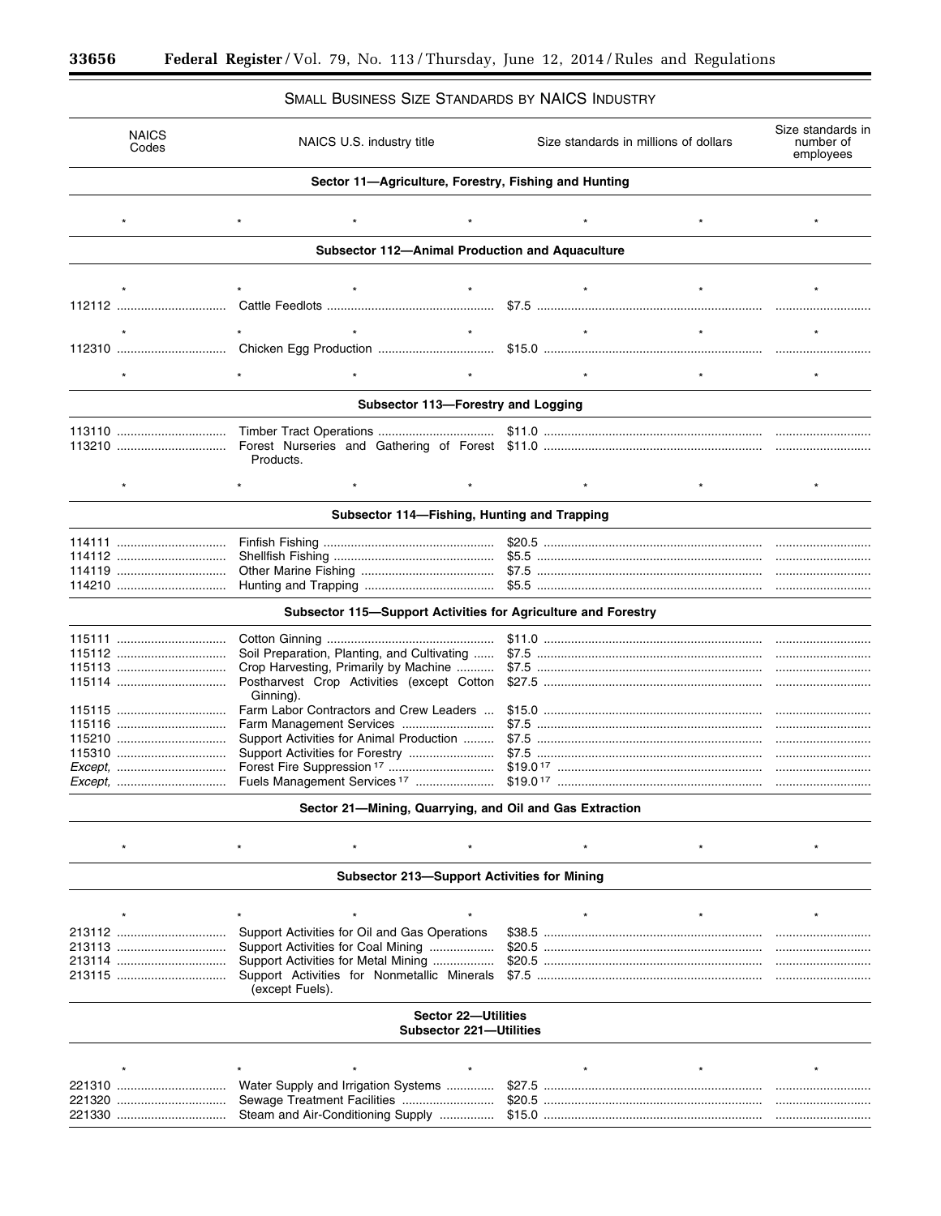SMALL BUSINESS SIZE STANDARDS BY NAICS INDUSTRY

| NAICS Codes | NAICS U.S. industry title | Size standards in millions of dollars | Size standards in number of employees |
|---|---|---|---|
| **Sector 11—Agriculture, Forestry, Fishing and Hunting** | | | |
| * * * * * * * | | | |
| **Subsector 112—Animal Production and Aquaculture** | | | |
| * * * * * * * | | | |
| 112112 | Cattle Feedlots | $7.5 | |
| * * * * * * * | | | |
| 112310 | Chicken Egg Production | $15.0 | |
| * * * * * * * | | | |
| **Subsector 113—Forestry and Logging** | | | |
| 113110 | Timber Tract Operations | $11.0 | |
| 113210 | Forest Nurseries and Gathering of Forest Products. | $11.0 | |
| * * * * * * * | | | |
| **Subsector 114—Fishing, Hunting and Trapping** | | | |
| 114111 | Finfish Fishing | $20.5 | |
| 114112 | Shellfish Fishing | $5.5 | |
| 114119 | Other Marine Fishing | $7.5 | |
| 114210 | Hunting and Trapping | $5.5 | |
| **Subsector 115—Support Activities for Agriculture and Forestry** | | | |
| 115111 | Cotton Ginning | $11.0 | |
| 115112 | Soil Preparation, Planting, and Cultivating | $7.5 | |
| 115113 | Crop Harvesting, Primarily by Machine | $7.5 | |
| 115114 | Postharvest Crop Activities (except Cotton Ginning). | $27.5 | |
| 115115 | Farm Labor Contractors and Crew Leaders | $15.0 | |
| 115116 | Farm Management Services | $7.5 | |
| 115210 | Support Activities for Animal Production | $7.5 | |
| 115310 | Support Activities for Forestry | $7.5 | |
| *Except,* | Forest Fire Suppression [17] | $19.0 [17] | |
| *Except,* | Fuels Management Services [17] | $19.0 [17] | |
| **Sector 21—Mining, Quarrying, and Oil and Gas Extraction** | | | |
| * * * * * * * | | | |
| **Subsector 213—Support Activities for Mining** | | | |
| * * * * * * * | | | |
| 213112 | Support Activities for Oil and Gas Operations | $38.5 | |
| 213113 | Support Activities for Coal Mining | $20.5 | |
| 213114 | Support Activities for Metal Mining | $20.5 | |
| 213115 | Support Activities for Nonmetallic Minerals (except Fuels). | $7.5 | |
| **Sector 22—Utilities** **Subsector 221—Utilities** | | | |
| * * * * * * * | | | |
| 221310 | Water Supply and Irrigation Systems | $27.5 | |
| 221320 | Sewage Treatment Facilities | $20.5 | |
| 221330 | Steam and Air-Conditioning Supply | $15.0 | |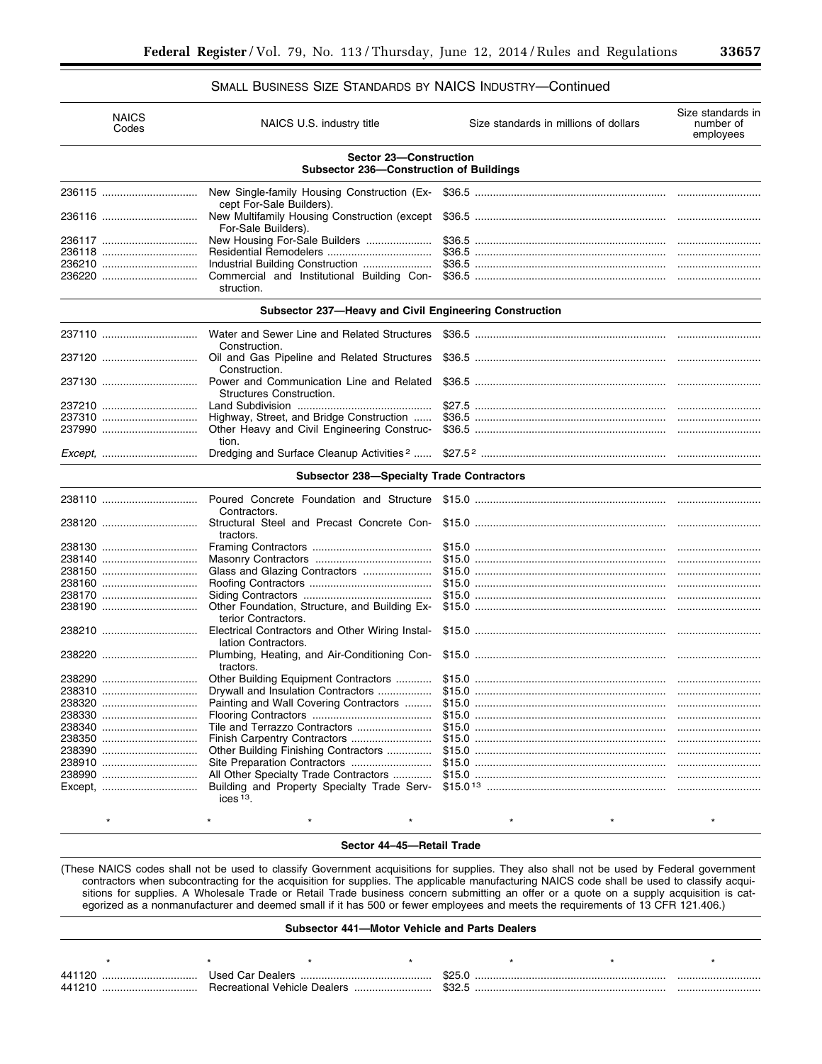## SMALL BUSINESS SIZE STANDARDS BY NAICS INDUSTRY—Continued

| NAICS Codes | NAICS U.S. industry title | Size standards in millions of dollars | Size standards in number of employees |
|---|---|---|---|
| | **Sector 23—Construction** **Subsector 236—Construction of Buildings** | | |
| 236115 | New Single-family Housing Construction (Except For-Sale Builders). | $36.5 | |
| 236116 | New Multifamily Housing Construction (except For-Sale Builders). | $36.5 | |
| 236117 | New Housing For-Sale Builders | $36.5 | |
| 236118 | Residential Remodelers | $36.5 | |
| 236210 | Industrial Building Construction | $36.5 | |
| 236220 | Commercial and Institutional Building Construction. | $36.5 | |
| | **Subsector 237—Heavy and Civil Engineering Construction** | | |
| 237110 | Water and Sewer Line and Related Structures Construction. | $36.5 | |
| 237120 | Oil and Gas Pipeline and Related Structures Construction. | $36.5 | |
| 237130 | Power and Communication Line and Related Structures Construction. | $36.5 | |
| 237210 | Land Subdivision | $27.5 | |
| 237310 | Highway, Street, and Bridge Construction | $36.5 | |
| 237990 | Other Heavy and Civil Engineering Construction. | $36.5 | |
| *Except,* | Dredging and Surface Cleanup Activities [2] | $27.5 [2] | |
| | **Subsector 238—Specialty Trade Contractors** | | |
| 238110 | Poured Concrete Foundation and Structure Contractors. | $15.0 | |
| 238120 | Structural Steel and Precast Concrete Contractors. | $15.0 | |
| 238130 | Framing Contractors | $15.0 | |
| 238140 | Masonry Contractors | $15.0 | |
| 238150 | Glass and Glazing Contractors | $15.0 | |
| 238160 | Roofing Contractors | $15.0 | |
| 238170 | Siding Contractors | $15.0 | |
| 238190 | Other Foundation, Structure, and Building Exterior Contractors. | $15.0 | |
| 238210 | Electrical Contractors and Other Wiring Installation Contractors. | $15.0 | |
| 238220 | Plumbing, Heating, and Air-Conditioning Contractors. | $15.0 | |
| 238290 | Other Building Equipment Contractors | $15.0 | |
| 238310 | Drywall and Insulation Contractors | $15.0 | |
| 238320 | Painting and Wall Covering Contractors | $15.0 | |
| 238330 | Flooring Contractors | $15.0 | |
| 238340 | Tile and Terrazzo Contractors | $15.0 | |
| 238350 | Finish Carpentry Contractors | $15.0 | |
| 238390 | Other Building Finishing Contractors | $15.0 | |
| 238910 | Site Preparation Contractors | $15.0 | |
| 238990 | All Other Specialty Trade Contractors | $15.0 | |
| Except, | Building and Property Specialty Trade Services [13]. | $15.0 [13] | |
| * | * * * | * * | * |
| | **Sector 44–45—Retail Trade** | | |
| | (These NAICS codes shall not be used to classify Government acquisitions for supplies. They also shall not be used by Federal government contractors when subcontracting for the acquisition for supplies. The applicable manufacturing NAICS code shall be used to classify acquisitions for supplies. A Wholesale Trade or Retail Trade business concern submitting an offer or a quote on a supply acquisition is categorized as a nonmanufacturer and deemed small if it has 500 or fewer employees and meets the requirements of 13 CFR 121.406.) | | |
| | **Subsector 441—Motor Vehicle and Parts Dealers** | | |
| * | * * * | * * | * |
| 441120 | Used Car Dealers | $25.0 | |
| 441210 | Recreational Vehicle Dealers | $32.5 | |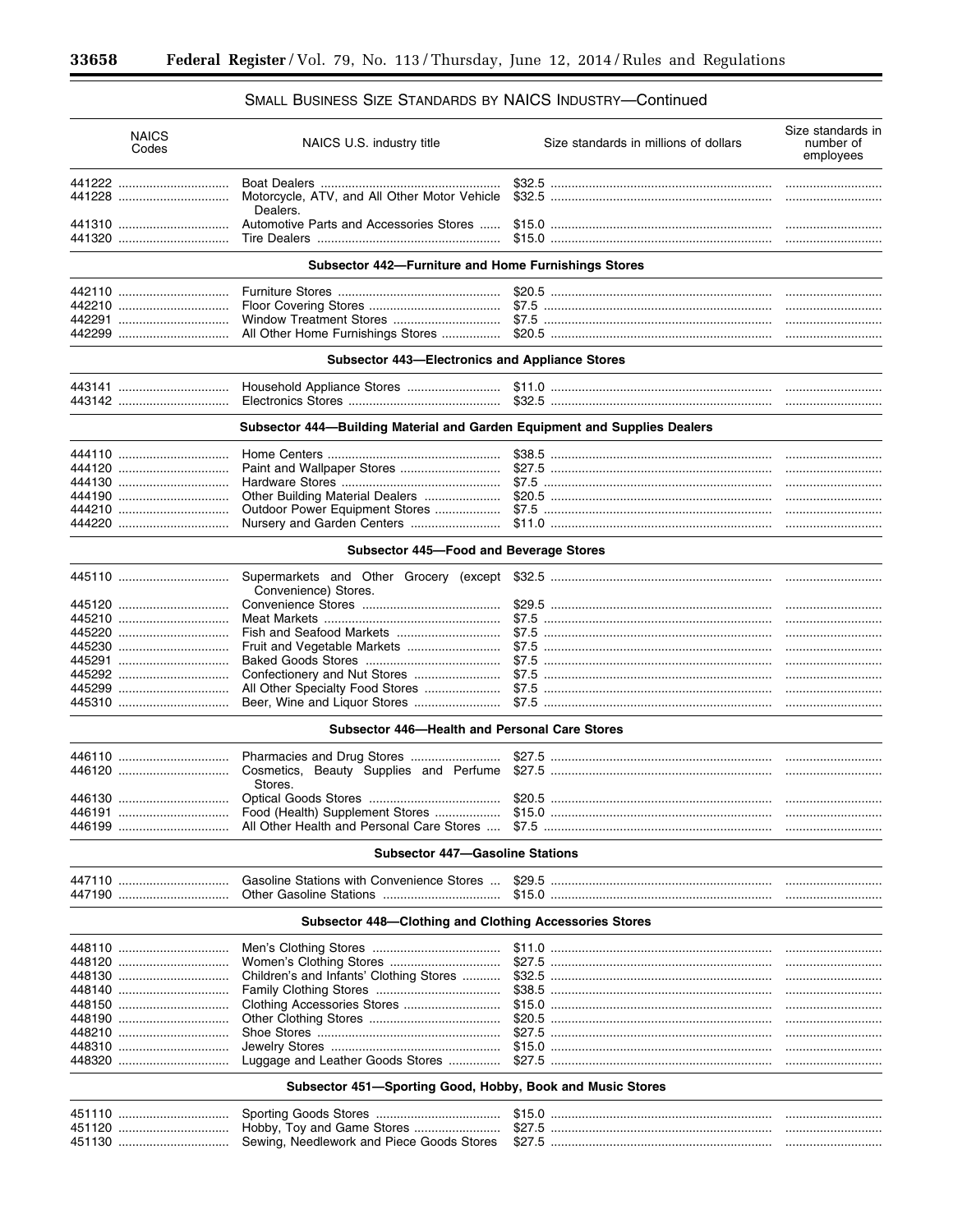SMALL BUSINESS SIZE STANDARDS BY NAICS INDUSTRY—Continued

| NAICS Codes | NAICS U.S. industry title | Size standards in millions of dollars | Size standards in number of employees |
|---|---|---|---|
| 441222 | Boat Dealers | $32.5 | |
| 441228 | Motorcycle, ATV, and All Other Motor Vehicle Dealers. | $32.5 | |
| 441310 | Automotive Parts and Accessories Stores | $15.0 | |
| 441320 | Tire Dealers | $15.0 | |
| | **Subsector 442—Furniture and Home Furnishings Stores** | | |
| 442110 | Furniture Stores | $20.5 | |
| 442210 | Floor Covering Stores | $7.5 | |
| 442291 | Window Treatment Stores | $7.5 | |
| 442299 | All Other Home Furnishings Stores | $20.5 | |
| | **Subsector 443—Electronics and Appliance Stores** | | |
| 443141 | Household Appliance Stores | $11.0 | |
| 443142 | Electronics Stores | $32.5 | |
| | **Subsector 444—Building Material and Garden Equipment and Supplies Dealers** | | |
| 444110 | Home Centers | $38.5 | |
| 444120 | Paint and Wallpaper Stores | $27.5 | |
| 444130 | Hardware Stores | $7.5 | |
| 444190 | Other Building Material Dealers | $20.5 | |
| 444210 | Outdoor Power Equipment Stores | $7.5 | |
| 444220 | Nursery and Garden Centers | $11.0 | |
| | **Subsector 445—Food and Beverage Stores** | | |
| 445110 | Supermarkets and Other Grocery (except Convenience) Stores. | $32.5 | |
| 445120 | Convenience Stores | $29.5 | |
| 445210 | Meat Markets | $7.5 | |
| 445220 | Fish and Seafood Markets | $7.5 | |
| 445230 | Fruit and Vegetable Markets | $7.5 | |
| 445291 | Baked Goods Stores | $7.5 | |
| 445292 | Confectionery and Nut Stores | $7.5 | |
| 445299 | All Other Specialty Food Stores | $7.5 | |
| 445310 | Beer, Wine and Liquor Stores | $7.5 | |
| | **Subsector 446—Health and Personal Care Stores** | | |
| 446110 | Pharmacies and Drug Stores | $27.5 | |
| 446120 | Cosmetics, Beauty Supplies and Perfume Stores. | $27.5 | |
| 446130 | Optical Goods Stores | $20.5 | |
| 446191 | Food (Health) Supplement Stores | $15.0 | |
| 446199 | All Other Health and Personal Care Stores | $7.5 | |
| | **Subsector 447—Gasoline Stations** | | |
| 447110 | Gasoline Stations with Convenience Stores | $29.5 | |
| 447190 | Other Gasoline Stations | $15.0 | |
| | **Subsector 448—Clothing and Clothing Accessories Stores** | | |
| 448110 | Men's Clothing Stores | $11.0 | |
| 448120 | Women's Clothing Stores | $27.5 | |
| 448130 | Children's and Infants' Clothing Stores | $32.5 | |
| 448140 | Family Clothing Stores | $38.5 | |
| 448150 | Clothing Accessories Stores | $15.0 | |
| 448190 | Other Clothing Stores | $20.5 | |
| 448210 | Shoe Stores | $27.5 | |
| 448310 | Jewelry Stores | $15.0 | |
| 448320 | Luggage and Leather Goods Stores | $27.5 | |
| | **Subsector 451—Sporting Good, Hobby, Book and Music Stores** | | |
| 451110 | Sporting Goods Stores | $15.0 | |
| 451120 | Hobby, Toy and Game Stores | $27.5 | |
| 451130 | Sewing, Needlework and Piece Goods Stores | $27.5 | |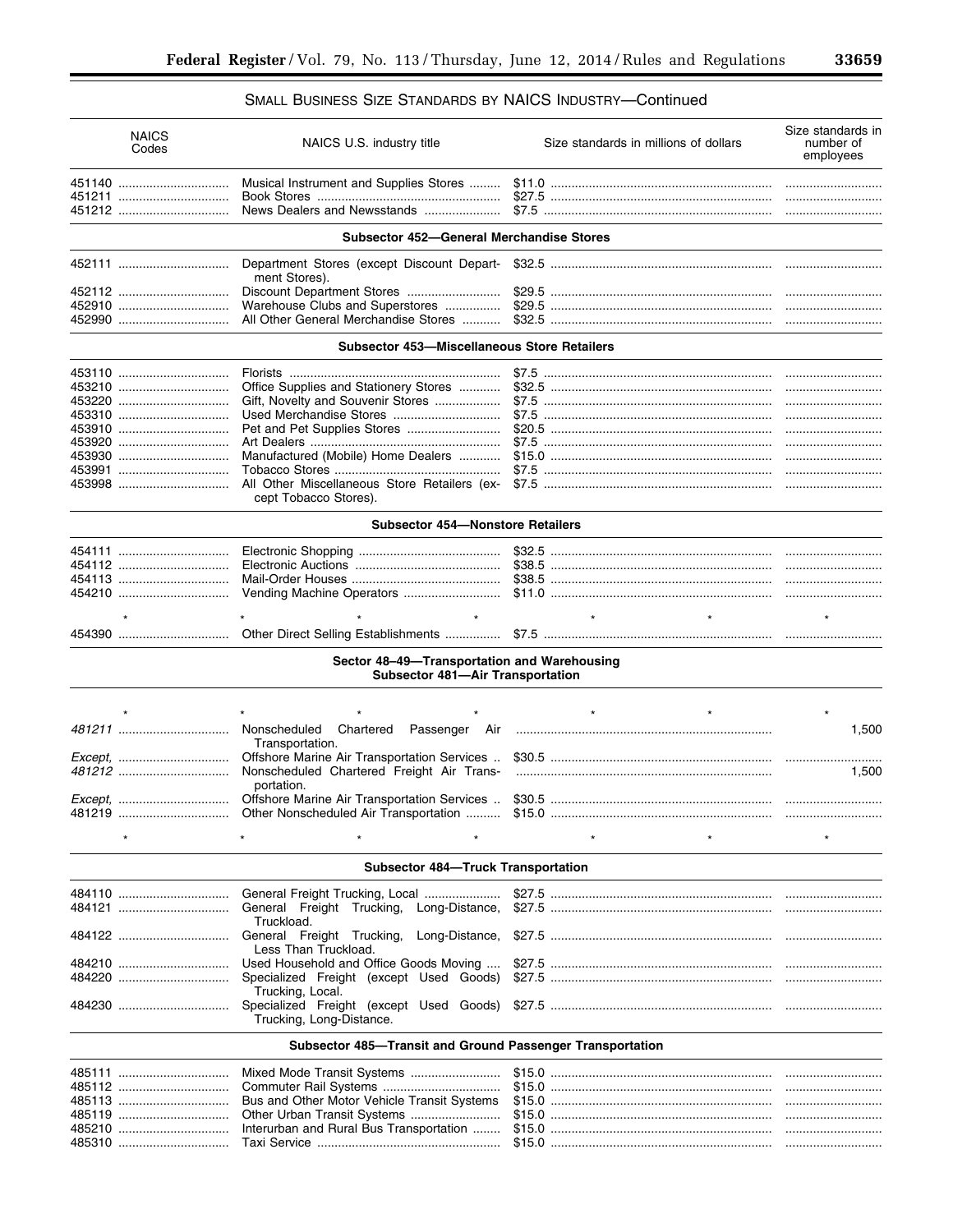## SMALL BUSINESS SIZE STANDARDS BY NAICS INDUSTRY—Continued

| NAICS Codes | NAICS U.S. industry title | Size standards in millions of dollars | Size standards in number of employees |
|---|---|---|---|
| 451140 | Musical Instrument and Supplies Stores | $11.0 | |
| 451211 | Book Stores | $27.5 | |
| 451212 | News Dealers and Newsstands | $7.5 | |
| | **Subsector 452—General Merchandise Stores** | | |
| 452111 | Department Stores (except Discount Department Stores). | $32.5 | |
| 452112 | Discount Department Stores | $29.5 | |
| 452910 | Warehouse Clubs and Superstores | $29.5 | |
| 452990 | All Other General Merchandise Stores | $32.5 | |
| | **Subsector 453—Miscellaneous Store Retailers** | | |
| 453110 | Florists | $7.5 | |
| 453210 | Office Supplies and Stationery Stores | $32.5 | |
| 453220 | Gift, Novelty and Souvenir Stores | $7.5 | |
| 453310 | Used Merchandise Stores | $7.5 | |
| 453910 | Pet and Pet Supplies Stores | $20.5 | |
| 453920 | Art Dealers | $7.5 | |
| 453930 | Manufactured (Mobile) Home Dealers | $15.0 | |
| 453991 | Tobacco Stores | $7.5 | |
| 453998 | All Other Miscellaneous Store Retailers (except Tobacco Stores). | $7.5 | |
| | **Subsector 454—Nonstore Retailers** | | |
| 454111 | Electronic Shopping | $32.5 | |
| 454112 | Electronic Auctions | $38.5 | |
| 454113 | Mail-Order Houses | $38.5 | |
| 454210 | Vending Machine Operators | $11.0 | |
| * | * * * | * * | * |
| 454390 | Other Direct Selling Establishments | $7.5 | |
| | **Sector 48–49—Transportation and Warehousing** **Subsector 481—Air Transportation** | | |
| * | * * * | * * | * |
| *481211* | Nonscheduled Chartered Passenger Air Transportation. | | 1,500 |
| *Except,* | Offshore Marine Air Transportation Services | $30.5 | |
| *481212* | Nonscheduled Chartered Freight Air Transportation. | | 1,500 |
| *Except,* | Offshore Marine Air Transportation Services | $30.5 | |
| 481219 | Other Nonscheduled Air Transportation | $15.0 | |
| * | * * * | * * | * |
| | **Subsector 484—Truck Transportation** | | |
| 484110 | General Freight Trucking, Local | $27.5 | |
| 484121 | General Freight Trucking, Long-Distance, Truckload. | $27.5 | |
| 484122 | General Freight Trucking, Long-Distance, Less Than Truckload. | $27.5 | |
| 484210 | Used Household and Office Goods Moving | $27.5 | |
| 484220 | Specialized Freight (except Used Goods) Trucking, Local. | $27.5 | |
| 484230 | Specialized Freight (except Used Goods) Trucking, Long-Distance. | $27.5 | |
| | **Subsector 485—Transit and Ground Passenger Transportation** | | |
| 485111 | Mixed Mode Transit Systems | $15.0 | |
| 485112 | Commuter Rail Systems | $15.0 | |
| 485113 | Bus and Other Motor Vehicle Transit Systems | $15.0 | |
| 485119 | Other Urban Transit Systems | $15.0 | |
| 485210 | Interurban and Rural Bus Transportation | $15.0 | |
| 485310 | Taxi Service | $15.0 | |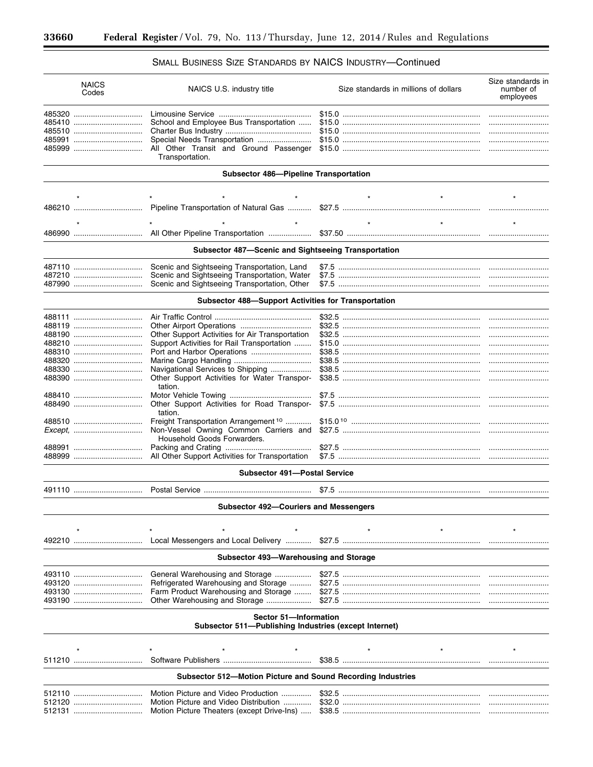SMALL BUSINESS SIZE STANDARDS BY NAICS INDUSTRY—Continued

| NAICS Codes | NAICS U.S. industry title | Size standards in millions of dollars | Size standards in number of employees |
|---|---|---|---|
| 485320 | Limousine Service | $15.0 | |
| 485410 | School and Employee Bus Transportation | $15.0 | |
| 485510 | Charter Bus Industry | $15.0 | |
| 485991 | Special Needs Transportation | $15.0 | |
| 485999 | All Other Transit and Ground Passenger Transportation. | $15.0 | |
| | **Subsector 486—Pipeline Transportation** | | |
| * | * * * | * * | * |
| 486210 | Pipeline Transportation of Natural Gas | $27.5 | |
| * | * * * | * * | * |
| 486990 | All Other Pipeline Transportation | $37.50 | |
| | **Subsector 487—Scenic and Sightseeing Transportation** | | |
| 487110 | Scenic and Sightseeing Transportation, Land | $7.5 | |
| 487210 | Scenic and Sightseeing Transportation, Water | $7.5 | |
| 487990 | Scenic and Sightseeing Transportation, Other | $7.5 | |
| | **Subsector 488—Support Activities for Transportation** | | |
| 488111 | Air Traffic Control | $32.5 | |
| 488119 | Other Airport Operations | $32.5 | |
| 488190 | Other Support Activities for Air Transportation | $32.5 | |
| 488210 | Support Activities for Rail Transportation | $15.0 | |
| 488310 | Port and Harbor Operations | $38.5 | |
| 488320 | Marine Cargo Handling | $38.5 | |
| 488330 | Navigational Services to Shipping | $38.5 | |
| 488390 | Other Support Activities for Water Transportation. | $38.5 | |
| 488410 | Motor Vehicle Towing | $7.5 | |
| 488490 | Other Support Activities for Road Transportation. | $7.5 | |
| 488510 | Freight Transportation Arrangement [10] | $15.0 [10] | |
| *Except,* | Non-Vessel Owning Common Carriers and Household Goods Forwarders. | $27.5 | |
| 488991 | Packing and Crating | $27.5 | |
| 488999 | All Other Support Activities for Transportation | $7.5 | |
| | **Subsector 491—Postal Service** | | |
| 491110 | Postal Service | $7.5 | |
| | **Subsector 492—Couriers and Messengers** | | |
| * | * * * | * * | * |
| 492210 | Local Messengers and Local Delivery | $27.5 | |
| | **Subsector 493—Warehousing and Storage** | | |
| 493110 | General Warehousing and Storage | $27.5 | |
| 493120 | Refrigerated Warehousing and Storage | $27.5 | |
| 493130 | Farm Product Warehousing and Storage | $27.5 | |
| 493190 | Other Warehousing and Storage | $27.5 | |
| | **Sector 51—Information** **Subsector 511—Publishing Industries (except Internet)** | | |
| * | * * * | * * | * |
| 511210 | Software Publishers | $38.5 | |
| | **Subsector 512—Motion Picture and Sound Recording Industries** | | |
| 512110 | Motion Picture and Video Production | $32.5 | |
| 512120 | Motion Picture and Video Distribution | $32.0 | |
| 512131 | Motion Picture Theaters (except Drive-Ins) | $38.5 | |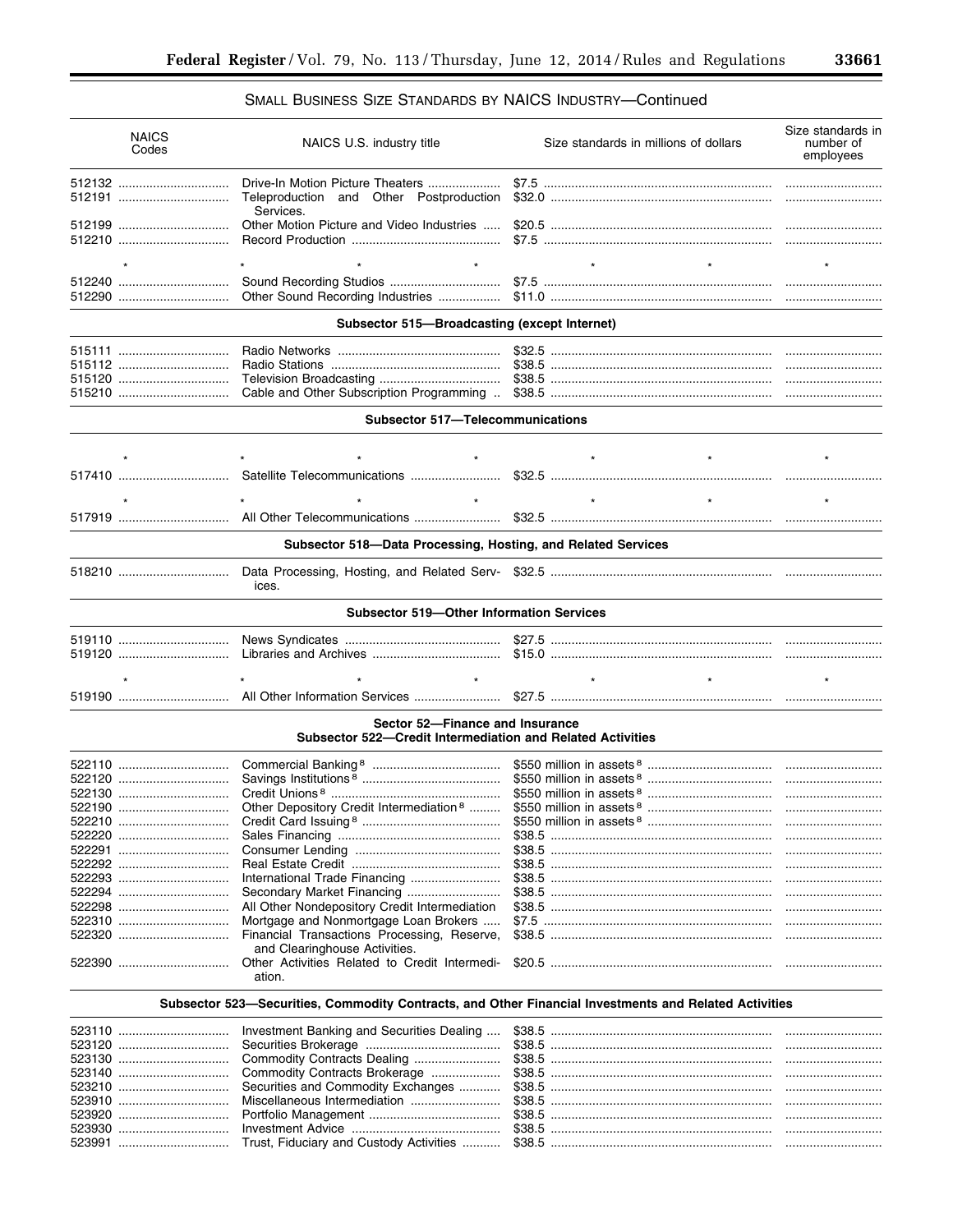SMALL BUSINESS SIZE STANDARDS BY NAICS INDUSTRY—Continued

| NAICS Codes | NAICS U.S. industry title | Size standards in millions of dollars | Size standards in number of employees |
|---|---|---|---|
| 512132 | Drive-In Motion Picture Theaters | $7.5 | |
| 512191 | Teleproduction and Other Postproduction Services. | $32.0 | |
| 512199 | Other Motion Picture and Video Industries | $20.5 | |
| 512210 | Record Production | $7.5 | |
| * | * | * * * * | * |
| 512240 | Sound Recording Studios | $7.5 | |
| 512290 | Other Sound Recording Industries | $11.0 | |
| | **Subsector 515—Broadcasting (except Internet)** | | |
| 515111 | Radio Networks | $32.5 | |
| 515112 | Radio Stations | $38.5 | |
| 515120 | Television Broadcasting | $38.5 | |
| 515210 | Cable and Other Subscription Programming | $38.5 | |
| | **Subsector 517—Telecommunications** | | |
| * | * | * * * * | * |
| 517410 | Satellite Telecommunications | $32.5 | |
| * | * | * * * * | * |
| 517919 | All Other Telecommunications | $32.5 | |
| | **Subsector 518—Data Processing, Hosting, and Related Services** | | |
| 518210 | Data Processing, Hosting, and Related Services. | $32.5 | |
| | **Subsector 519—Other Information Services** | | |
| 519110 | News Syndicates | $27.5 | |
| 519120 | Libraries and Archives | $15.0 | |
| * | * | * * * * | * |
| 519190 | All Other Information Services | $27.5 | |
| | **Sector 52—Finance and Insurance** **Subsector 522—Credit Intermediation and Related Activities** | | |
| 522110 | Commercial Banking [8] | $550 million in assets [8] | |
| 522120 | Savings Institutions [8] | $550 million in assets [8] | |
| 522130 | Credit Unions [8] | $550 million in assets [8] | |
| 522190 | Other Depository Credit Intermediation [8] | $550 million in assets [8] | |
| 522210 | Credit Card Issuing [8] | $550 million in assets [8] | |
| 522220 | Sales Financing | $38.5 | |
| 522291 | Consumer Lending | $38.5 | |
| 522292 | Real Estate Credit | $38.5 | |
| 522293 | International Trade Financing | $38.5 | |
| 522294 | Secondary Market Financing | $38.5 | |
| 522298 | All Other Nondepository Credit Intermediation | $38.5 | |
| 522310 | Mortgage and Nonmortgage Loan Brokers | $7.5 | |
| 522320 | Financial Transactions Processing, Reserve, and Clearinghouse Activities. | $38.5 | |
| 522390 | Other Activities Related to Credit Intermediation. | $20.5 | |
| | **Subsector 523—Securities, Commodity Contracts, and Other Financial Investments and Related Activities** | | |
| 523110 | Investment Banking and Securities Dealing | $38.5 | |
| 523120 | Securities Brokerage | $38.5 | |
| 523130 | Commodity Contracts Dealing | $38.5 | |
| 523140 | Commodity Contracts Brokerage | $38.5 | |
| 523210 | Securities and Commodity Exchanges | $38.5 | |
| 523910 | Miscellaneous Intermediation | $38.5 | |
| 523920 | Portfolio Management | $38.5 | |
| 523930 | Investment Advice | $38.5 | |
| 523991 | Trust, Fiduciary and Custody Activities | $38.5 | |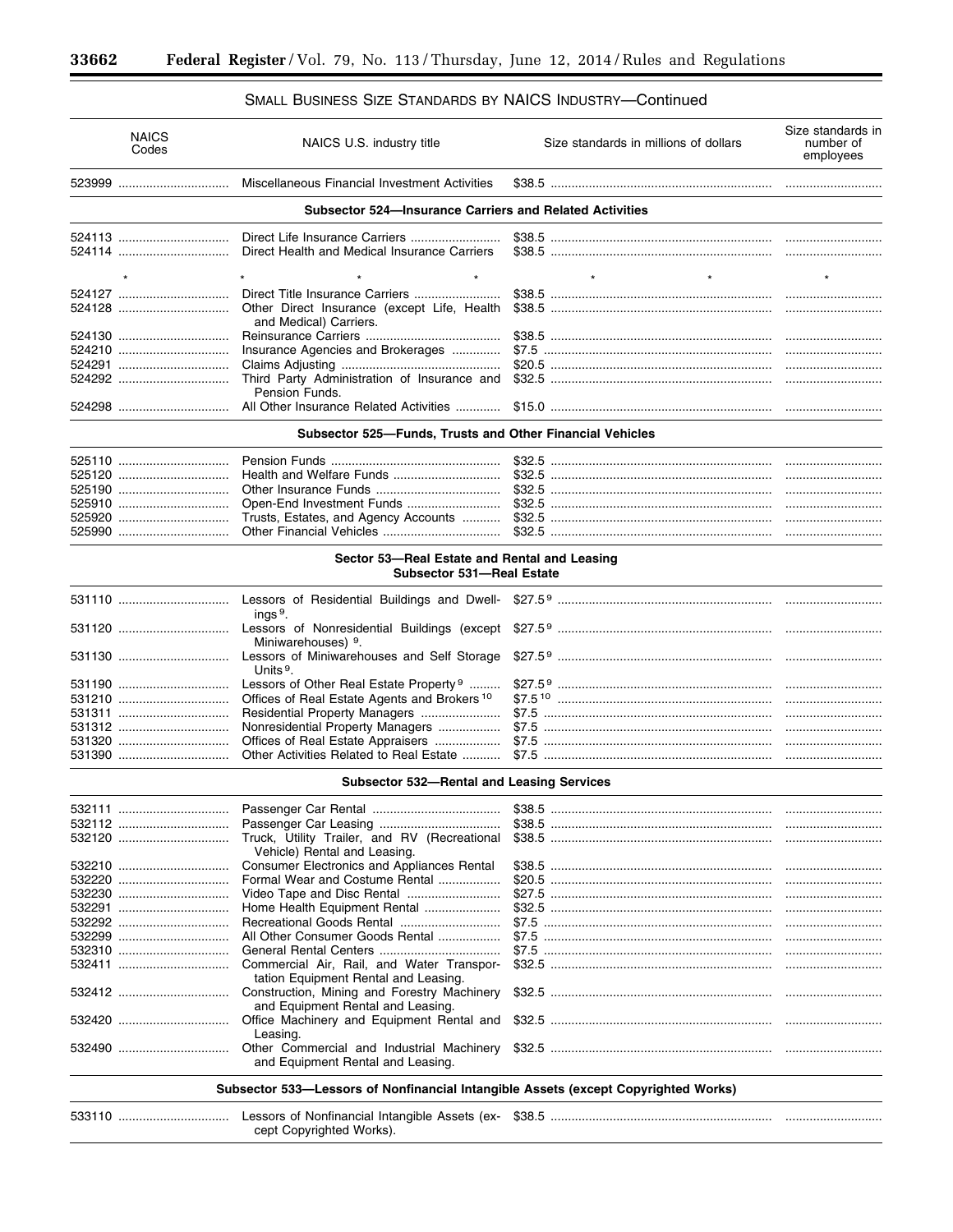SMALL BUSINESS SIZE STANDARDS BY NAICS INDUSTRY—Continued

| NAICS Codes | NAICS U.S. industry title | Size standards in millions of dollars | Size standards in number of employees |
|---|---|---|---|
| 523999 | Miscellaneous Financial Investment Activities | $38.5 | |
| | **Subsector 524—Insurance Carriers and Related Activities** | | |
| 524113 | Direct Life Insurance Carriers | $38.5 | |
| 524114 | Direct Health and Medical Insurance Carriers | $38.5 | |
| * | * * * | * * | * |
| 524127 | Direct Title Insurance Carriers | $38.5 | |
| 524128 | Other Direct Insurance (except Life, Health and Medical) Carriers. | $38.5 | |
| 524130 | Reinsurance Carriers | $38.5 | |
| 524210 | Insurance Agencies and Brokerages | $7.5 | |
| 524291 | Claims Adjusting | $20.5 | |
| 524292 | Third Party Administration of Insurance and Pension Funds. | $32.5 | |
| 524298 | All Other Insurance Related Activities | $15.0 | |
| | **Subsector 525—Funds, Trusts and Other Financial Vehicles** | | |
| 525110 | Pension Funds | $32.5 | |
| 525120 | Health and Welfare Funds | $32.5 | |
| 525190 | Other Insurance Funds | $32.5 | |
| 525910 | Open-End Investment Funds | $32.5 | |
| 525920 | Trusts, Estates, and Agency Accounts | $32.5 | |
| 525990 | Other Financial Vehicles | $32.5 | |
| | **Sector 53—Real Estate and Rental and Leasing** **Subsector 531—Real Estate** | | |
| 531110 | Lessors of Residential Buildings and Dwellings [9]. | $27.5 [9] | |
| 531120 | Lessors of Nonresidential Buildings (except Miniwarehouses) [9]. | $27.5 [9] | |
| 531130 | Lessors of Miniwarehouses and Self Storage Units [9]. | $27.5 [9] | |
| 531190 | Lessors of Other Real Estate Property [9] | $27.5 [9] | |
| 531210 | Offices of Real Estate Agents and Brokers [10] | $7.5 [10] | |
| 531311 | Residential Property Managers | $7.5 | |
| 531312 | Nonresidential Property Managers | $7.5 | |
| 531320 | Offices of Real Estate Appraisers | $7.5 | |
| 531390 | Other Activities Related to Real Estate | $7.5 | |
| | **Subsector 532—Rental and Leasing Services** | | |
| 532111 | Passenger Car Rental | $38.5 | |
| 532112 | Passenger Car Leasing | $38.5 | |
| 532120 | Truck, Utility Trailer, and RV (Recreational Vehicle) Rental and Leasing. | $38.5 | |
| 532210 | Consumer Electronics and Appliances Rental | $38.5 | |
| 532220 | Formal Wear and Costume Rental | $20.5 | |
| 532230 | Video Tape and Disc Rental | $27.5 | |
| 532291 | Home Health Equipment Rental | $32.5 | |
| 532292 | Recreational Goods Rental | $7.5 | |
| 532299 | All Other Consumer Goods Rental | $7.5 | |
| 532310 | General Rental Centers | $7.5 | |
| 532411 | Commercial Air, Rail, and Water Transportation Equipment Rental and Leasing. | $32.5 | |
| 532412 | Construction, Mining and Forestry Machinery and Equipment Rental and Leasing. | $32.5 | |
| 532420 | Office Machinery and Equipment Rental and Leasing. | $32.5 | |
| 532490 | Other Commercial and Industrial Machinery and Equipment Rental and Leasing. | $32.5 | |
| | **Subsector 533—Lessors of Nonfinancial Intangible Assets (except Copyrighted Works)** | | |
| 533110 | Lessors of Nonfinancial Intangible Assets (except Copyrighted Works). | $38.5 | |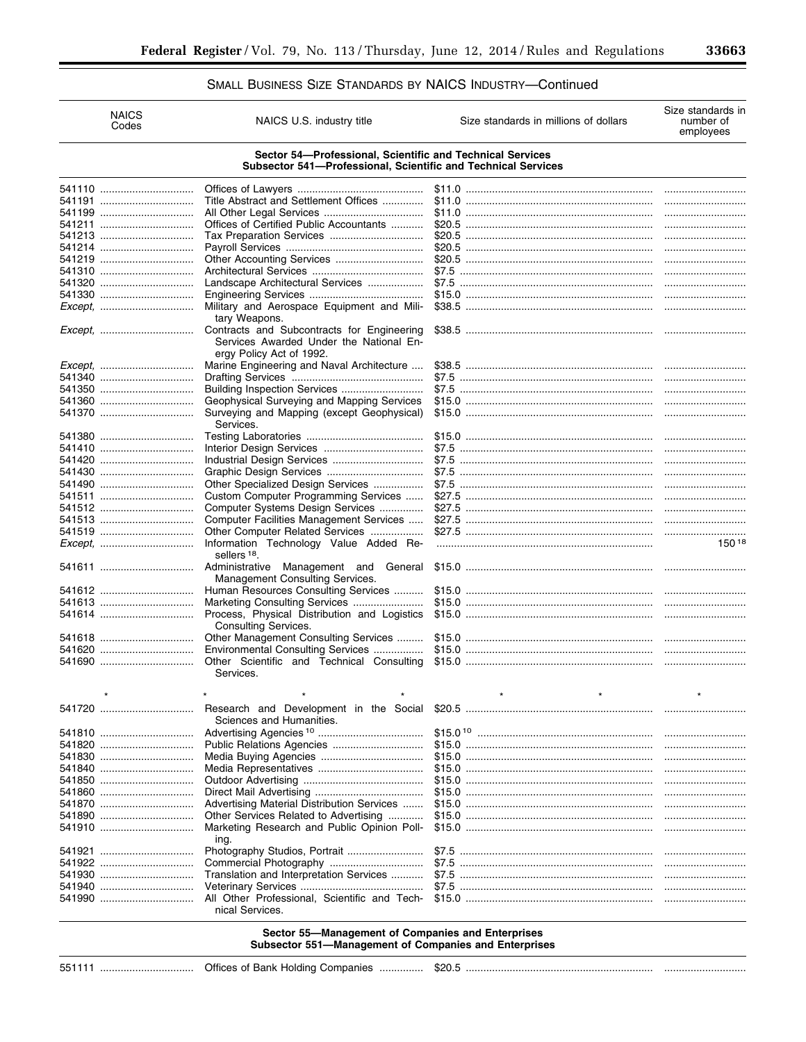## SMALL BUSINESS SIZE STANDARDS BY NAICS INDUSTRY—Continued

| NAICS Codes | NAICS U.S. industry title | Size standards in millions of dollars | Size standards in number of employees |
| --- | --- | --- | --- |
| **Sector 54—Professional, Scientific and Technical Services** **Subsector 541—Professional, Scientific and Technical Services** | | | |
| 541110 | Offices of Lawyers | $11.0 | |
| 541191 | Title Abstract and Settlement Offices | $11.0 | |
| 541199 | All Other Legal Services | $11.0 | |
| 541211 | Offices of Certified Public Accountants | $20.5 | |
| 541213 | Tax Preparation Services | $20.5 | |
| 541214 | Payroll Services | $20.5 | |
| 541219 | Other Accounting Services | $20.5 | |
| 541310 | Architectural Services | $7.5 | |
| 541320 | Landscape Architectural Services | $7.5 | |
| 541330 | Engineering Services | $15.0 | |
| *Except,* | Military and Aerospace Equipment and Military Weapons. | $38.5 | |
| *Except,* | Contracts and Subcontracts for Engineering Services Awarded Under the National Energy Policy Act of 1992. | $38.5 | |
| *Except,* | Marine Engineering and Naval Architecture | $38.5 | |
| 541340 | Drafting Services | $7.5 | |
| 541350 | Building Inspection Services | $7.5 | |
| 541360 | Geophysical Surveying and Mapping Services | $15.0 | |
| 541370 | Surveying and Mapping (except Geophysical) Services. | $15.0 | |
| 541380 | Testing Laboratories | $15.0 | |
| 541410 | Interior Design Services | $7.5 | |
| 541420 | Industrial Design Services | $7.5 | |
| 541430 | Graphic Design Services | $7.5 | |
| 541490 | Other Specialized Design Services | $7.5 | |
| 541511 | Custom Computer Programming Services | $27.5 | |
| 541512 | Computer Systems Design Services | $27.5 | |
| 541513 | Computer Facilities Management Services | $27.5 | |
| 541519 | Other Computer Related Services | $27.5 | |
| *Except,* | Information Technology Value Added Resellers [18]. | | 150 [18] |
| 541611 | Administrative Management and General Management Consulting Services. | $15.0 | |
| 541612 | Human Resources Consulting Services | $15.0 | |
| 541613 | Marketing Consulting Services | $15.0 | |
| 541614 | Process, Physical Distribution and Logistics Consulting Services. | $15.0 | |
| 541618 | Other Management Consulting Services | $15.0 | |
| 541620 | Environmental Consulting Services | $15.0 | |
| 541690 | Other Scientific and Technical Consulting Services. | $15.0 | |
| * | * * * | * * | * |
| 541720 | Research and Development in the Social Sciences and Humanities. | $20.5 | |
| 541810 | Advertising Agencies [10] | $15.0 [10] | |
| 541820 | Public Relations Agencies | $15.0 | |
| 541830 | Media Buying Agencies | $15.0 | |
| 541840 | Media Representatives | $15.0 | |
| 541850 | Outdoor Advertising | $15.0 | |
| 541860 | Direct Mail Advertising | $15.0 | |
| 541870 | Advertising Material Distribution Services | $15.0 | |
| 541890 | Other Services Related to Advertising | $15.0 | |
| 541910 | Marketing Research and Public Opinion Polling. | $15.0 | |
| 541921 | Photography Studios, Portrait | $7.5 | |
| 541922 | Commercial Photography | $7.5 | |
| 541930 | Translation and Interpretation Services | $7.5 | |
| 541940 | Veterinary Services | $7.5 | |
| 541990 | All Other Professional, Scientific and Technical Services. | $15.0 | |
| **Sector 55—Management of Companies and Enterprises** **Subsector 551—Management of Companies and Enterprises** | | | |
| 551111 | Offices of Bank Holding Companies | $20.5 | |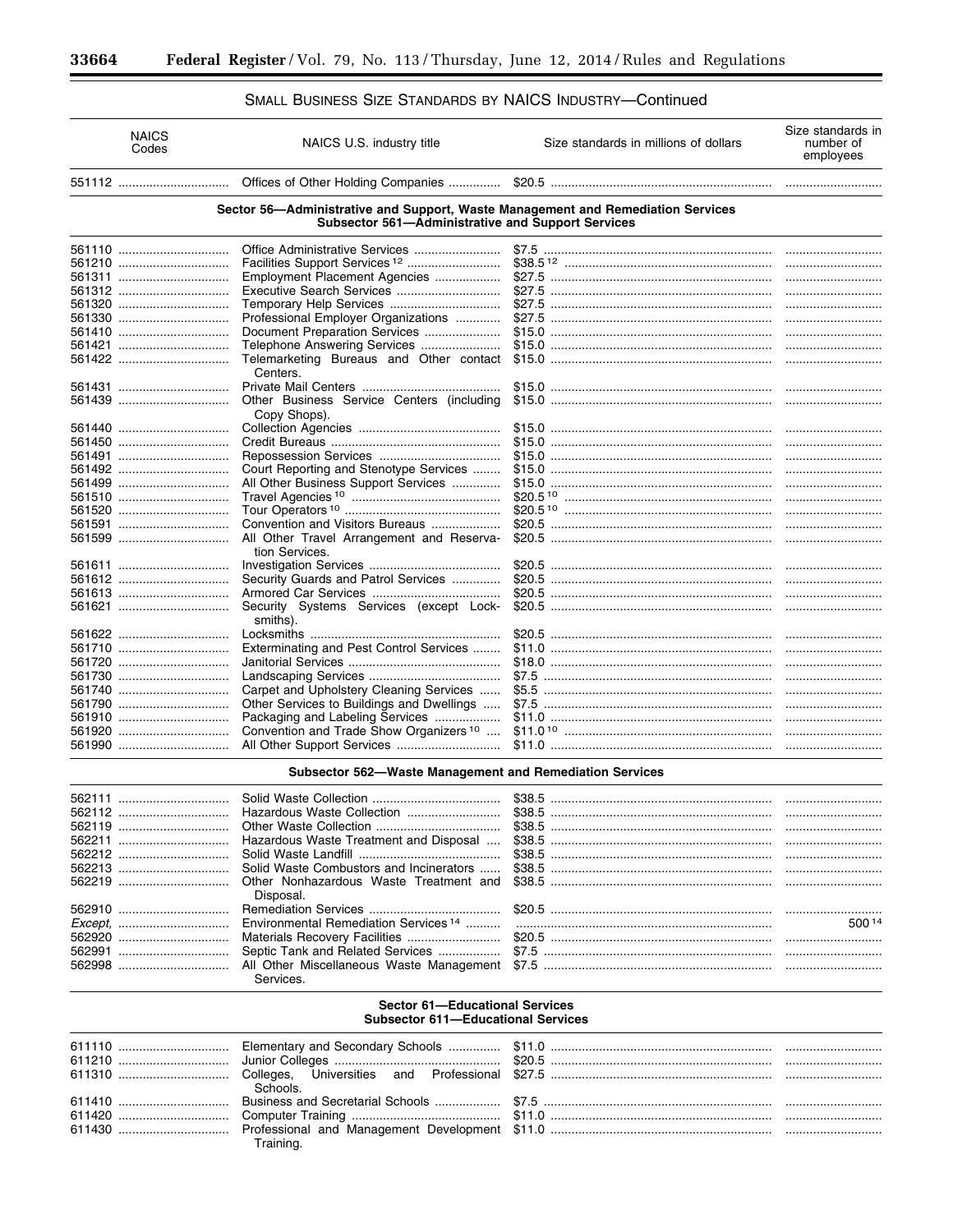## SMALL BUSINESS SIZE STANDARDS BY NAICS INDUSTRY—Continued

| NAICS Codes | NAICS U.S. industry title | Size standards in millions of dollars | Size standards in number of employees |
|---|---|---|---|
| 551112 | Offices of Other Holding Companies | $20.5 | |
| **Sector 56—Administrative and Support, Waste Management and Remediation Services** | | | |
| **Subsector 561—Administrative and Support Services** | | | |
| 561110 | Office Administrative Services | $7.5 | |
| 561210 | Facilities Support Services [12] | $38.5 [12] | |
| 561311 | Employment Placement Agencies | $27.5 | |
| 561312 | Executive Search Services | $27.5 | |
| 561320 | Temporary Help Services | $27.5 | |
| 561330 | Professional Employer Organizations | $27.5 | |
| 561410 | Document Preparation Services | $15.0 | |
| 561421 | Telephone Answering Services | $15.0 | |
| 561422 | Telemarketing Bureaus and Other contact Centers. | $15.0 | |
| 561431 | Private Mail Centers | $15.0 | |
| 561439 | Other Business Service Centers (including Copy Shops). | $15.0 | |
| 561440 | Collection Agencies | $15.0 | |
| 561450 | Credit Bureaus | $15.0 | |
| 561491 | Repossession Services | $15.0 | |
| 561492 | Court Reporting and Stenotype Services | $15.0 | |
| 561499 | All Other Business Support Services | $15.0 | |
| 561510 | Travel Agencies [10] | $20.5 [10] | |
| 561520 | Tour Operators [10] | $20.5 [10] | |
| 561591 | Convention and Visitors Bureaus | $20.5 | |
| 561599 | All Other Travel Arrangement and Reservation Services. | $20.5 | |
| 561611 | Investigation Services | $20.5 | |
| 561612 | Security Guards and Patrol Services | $20.5 | |
| 561613 | Armored Car Services | $20.5 | |
| 561621 | Security Systems Services (except Locksmiths). | $20.5 | |
| 561622 | Locksmiths | $20.5 | |
| 561710 | Exterminating and Pest Control Services | $11.0 | |
| 561720 | Janitorial Services | $18.0 | |
| 561730 | Landscaping Services | $7.5 | |
| 561740 | Carpet and Upholstery Cleaning Services | $5.5 | |
| 561790 | Other Services to Buildings and Dwellings | $7.5 | |
| 561910 | Packaging and Labeling Services | $11.0 | |
| 561920 | Convention and Trade Show Organizers [10] | $11.0 [10] | |
| 561990 | All Other Support Services | $11.0 | |
| **Subsector 562—Waste Management and Remediation Services** | | | |
| 562111 | Solid Waste Collection | $38.5 | |
| 562112 | Hazardous Waste Collection | $38.5 | |
| 562119 | Other Waste Collection | $38.5 | |
| 562211 | Hazardous Waste Treatment and Disposal | $38.5 | |
| 562212 | Solid Waste Landfill | $38.5 | |
| 562213 | Solid Waste Combustors and Incinerators | $38.5 | |
| 562219 | Other Nonhazardous Waste Treatment and Disposal. | $38.5 | |
| 562910 | Remediation Services | $20.5 | |
| *Except,* | Environmental Remediation Services [14] | | 500 [14] |
| 562920 | Materials Recovery Facilities | $20.5 | |
| 562991 | Septic Tank and Related Services | $7.5 | |
| 562998 | All Other Miscellaneous Waste Management Services. | $7.5 | |
| **Sector 61—Educational Services** | | | |
| **Subsector 611—Educational Services** | | | |
| 611110 | Elementary and Secondary Schools | $11.0 | |
| 611210 | Junior Colleges | $20.5 | |
| 611310 | Colleges, Universities and Professional Schools. | $27.5 | |
| 611410 | Business and Secretarial Schools | $7.5 | |
| 611420 | Computer Training | $11.0 | |
| 611430 | Professional and Management Development Training. | $11.0 | |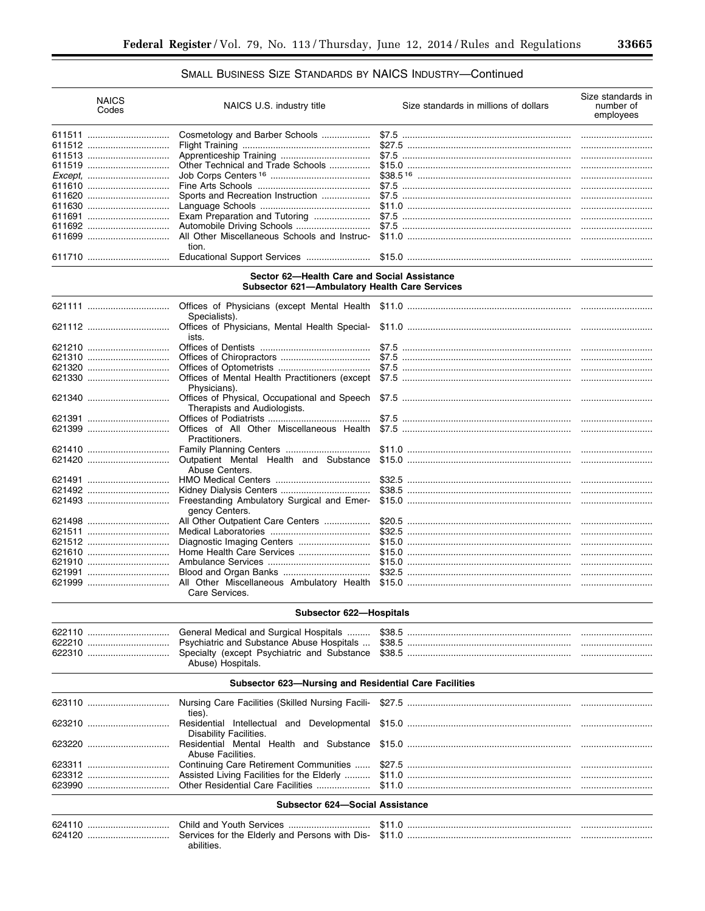## SMALL BUSINESS SIZE STANDARDS BY NAICS INDUSTRY—Continued

| NAICS Codes | NAICS U.S. industry title | Size standards in millions of dollars | Size standards in number of employees |
|---|---|---|---|
| 611511 | Cosmetology and Barber Schools | $7.5 | |
| 611512 | Flight Training | $27.5 | |
| 611513 | Apprenticeship Training | $7.5 | |
| 611519 | Other Technical and Trade Schools | $15.0 | |
| *Except,* | Job Corps Centers [16] | $38.5 [16] | |
| 611610 | Fine Arts Schools | $7.5 | |
| 611620 | Sports and Recreation Instruction | $7.5 | |
| 611630 | Language Schools | $11.0 | |
| 611691 | Exam Preparation and Tutoring | $7.5 | |
| 611692 | Automobile Driving Schools | $7.5 | |
| 611699 | All Other Miscellaneous Schools and Instruction. | $11.0 | |
| 611710 | Educational Support Services | $15.0 | |
| | **Sector 62—Health Care and Social Assistance** | | |
| | **Subsector 621—Ambulatory Health Care Services** | | |
| 621111 | Offices of Physicians (except Mental Health Specialists). | $11.0 | |
| 621112 | Offices of Physicians, Mental Health Specialists. | $11.0 | |
| 621210 | Offices of Dentists | $7.5 | |
| 621310 | Offices of Chiropractors | $7.5 | |
| 621320 | Offices of Optometrists | $7.5 | |
| 621330 | Offices of Mental Health Practitioners (except Physicians). | $7.5 | |
| 621340 | Offices of Physical, Occupational and Speech Therapists and Audiologists. | $7.5 | |
| 621391 | Offices of Podiatrists | $7.5 | |
| 621399 | Offices of All Other Miscellaneous Health Practitioners. | $7.5 | |
| 621410 | Family Planning Centers | $11.0 | |
| 621420 | Outpatient Mental Health and Substance Abuse Centers. | $15.0 | |
| 621491 | HMO Medical Centers | $32.5 | |
| 621492 | Kidney Dialysis Centers | $38.5 | |
| 621493 | Freestanding Ambulatory Surgical and Emergency Centers. | $15.0 | |
| 621498 | All Other Outpatient Care Centers | $20.5 | |
| 621511 | Medical Laboratories | $32.5 | |
| 621512 | Diagnostic Imaging Centers | $15.0 | |
| 621610 | Home Health Care Services | $15.0 | |
| 621910 | Ambulance Services | $15.0 | |
| 621991 | Blood and Organ Banks | $32.5 | |
| 621999 | All Other Miscellaneous Ambulatory Health Care Services. | $15.0 | |
| | **Subsector 622—Hospitals** | | |
| 622110 | General Medical and Surgical Hospitals | $38.5 | |
| 622210 | Psychiatric and Substance Abuse Hospitals | $38.5 | |
| 622310 | Specialty (except Psychiatric and Substance Abuse) Hospitals. | $38.5 | |
| | **Subsector 623—Nursing and Residential Care Facilities** | | |
| 623110 | Nursing Care Facilities (Skilled Nursing Facilities). | $27.5 | |
| 623210 | Residential Intellectual and Developmental Disability Facilities. | $15.0 | |
| 623220 | Residential Mental Health and Substance Abuse Facilities. | $15.0 | |
| 623311 | Continuing Care Retirement Communities | $27.5 | |
| 623312 | Assisted Living Facilities for the Elderly | $11.0 | |
| 623990 | Other Residential Care Facilities | $11.0 | |
| | **Subsector 624—Social Assistance** | | |
| 624110 | Child and Youth Services | $11.0 | |
| 624120 | Services for the Elderly and Persons with Disabilities. | $11.0 | |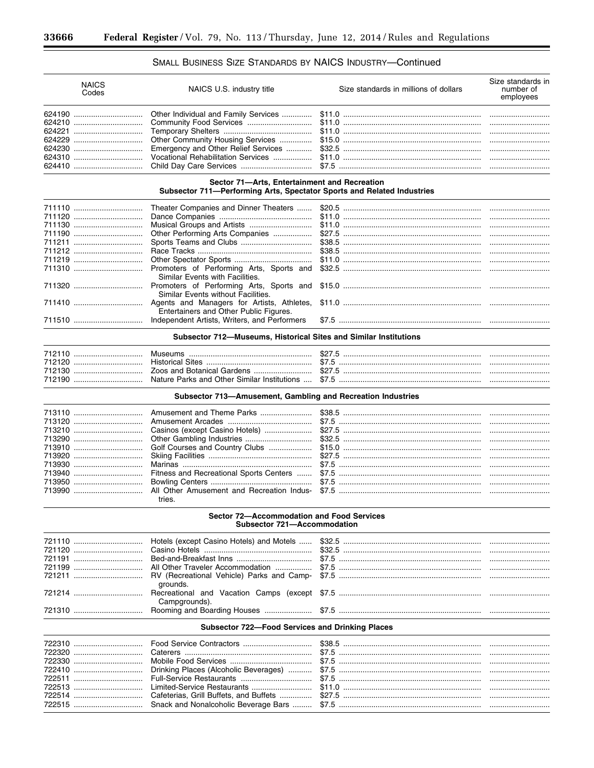## SMALL BUSINESS SIZE STANDARDS BY NAICS INDUSTRY—Continued

| NAICS Codes | NAICS U.S. industry title | Size standards in millions of dollars | Size standards in number of employees |
|---|---|---|---|
| 624190 | Other Individual and Family Services | $11.0 | |
| 624210 | Community Food Services | $11.0 | |
| 624221 | Temporary Shelters | $11.0 | |
| 624229 | Other Community Housing Services | $15.0 | |
| 624230 | Emergency and Other Relief Services | $32.5 | |
| 624310 | Vocational Rehabilitation Services | $11.0 | |
| 624410 | Child Day Care Services | $7.5 | |
| **Sector 71—Arts, Entertainment and Recreation** | | | |
| **Subsector 711—Performing Arts, Spectator Sports and Related Industries** | | | |
| 711110 | Theater Companies and Dinner Theaters | $20.5 | |
| 711120 | Dance Companies | $11.0 | |
| 711130 | Musical Groups and Artists | $11.0 | |
| 711190 | Other Performing Arts Companies | $27.5 | |
| 711211 | Sports Teams and Clubs | $38.5 | |
| 711212 | Race Tracks | $38.5 | |
| 711219 | Other Spectator Sports | $11.0 | |
| 711310 | Promoters of Performing Arts, Sports and Similar Events with Facilities. | $32.5 | |
| 711320 | Promoters of Performing Arts, Sports and Similar Events without Facilities. | $15.0 | |
| 711410 | Agents and Managers for Artists, Athletes, Entertainers and Other Public Figures. | $11.0 | |
| 711510 | Independent Artists, Writers, and Performers | $7.5 | |
| **Subsector 712—Museums, Historical Sites and Similar Institutions** | | | |
| 712110 | Museums | $27.5 | |
| 712120 | Historical Sites | $7.5 | |
| 712130 | Zoos and Botanical Gardens | $27.5 | |
| 712190 | Nature Parks and Other Similar Institutions | $7.5 | |
| **Subsector 713—Amusement, Gambling and Recreation Industries** | | | |
| 713110 | Amusement and Theme Parks | $38.5 | |
| 713120 | Amusement Arcades | $7.5 | |
| 713210 | Casinos (except Casino Hotels) | $27.5 | |
| 713290 | Other Gambling Industries | $32.5 | |
| 713910 | Golf Courses and Country Clubs | $15.0 | |
| 713920 | Skiing Facilities | $27.5 | |
| 713930 | Marinas | $7.5 | |
| 713940 | Fitness and Recreational Sports Centers | $7.5 | |
| 713950 | Bowling Centers | $7.5 | |
| 713990 | All Other Amusement and Recreation Industries. | $7.5 | |
| **Sector 72—Accommodation and Food Services** | | | |
| **Subsector 721—Accommodation** | | | |
| 721110 | Hotels (except Casino Hotels) and Motels | $32.5 | |
| 721120 | Casino Hotels | $32.5 | |
| 721191 | Bed-and-Breakfast Inns | $7.5 | |
| 721199 | All Other Traveler Accommodation | $7.5 | |
| 721211 | RV (Recreational Vehicle) Parks and Campgrounds. | $7.5 | |
| 721214 | Recreational and Vacation Camps (except Campgrounds). | $7.5 | |
| 721310 | Rooming and Boarding Houses | $7.5 | |
| **Subsector 722—Food Services and Drinking Places** | | | |
| 722310 | Food Service Contractors | $38.5 | |
| 722320 | Caterers | $7.5 | |
| 722330 | Mobile Food Services | $7.5 | |
| 722410 | Drinking Places (Alcoholic Beverages) | $7.5 | |
| 722511 | Full-Service Restaurants | $7.5 | |
| 722513 | Limited-Service Restaurants | $11.0 | |
| 722514 | Cafeterias, Grill Buffets, and Buffets | $27.5 | |
| 722515 | Snack and Nonalcoholic Beverage Bars | $7.5 | |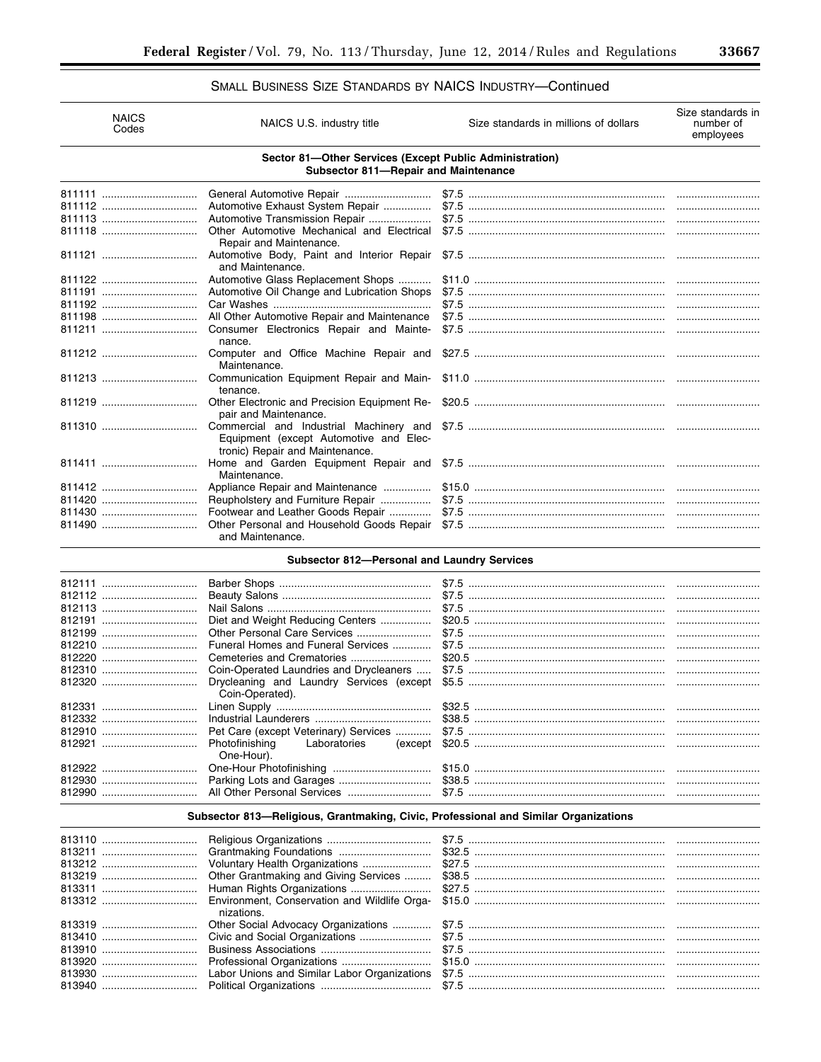## SMALL BUSINESS SIZE STANDARDS BY NAICS INDUSTRY—Continued

| NAICS Codes | NAICS U.S. industry title | Size standards in millions of dollars | Size standards in number of employees |
|---|---|---|---|
| | **Sector 81—Other Services (Except Public Administration)** | | |
| | **Subsector 811—Repair and Maintenance** | | |
| 811111 | General Automotive Repair | $7.5 | |
| 811112 | Automotive Exhaust System Repair | $7.5 | |
| 811113 | Automotive Transmission Repair | $7.5 | |
| 811118 | Other Automotive Mechanical and Electrical Repair and Maintenance. | $7.5 | |
| 811121 | Automotive Body, Paint and Interior Repair and Maintenance. | $7.5 | |
| 811122 | Automotive Glass Replacement Shops | $11.0 | |
| 811191 | Automotive Oil Change and Lubrication Shops | $7.5 | |
| 811192 | Car Washes | $7.5 | |
| 811198 | All Other Automotive Repair and Maintenance | $7.5 | |
| 811211 | Consumer Electronics Repair and Maintenance. | $7.5 | |
| 811212 | Computer and Office Machine Repair and Maintenance. | $27.5 | |
| 811213 | Communication Equipment Repair and Maintenance. | $11.0 | |
| 811219 | Other Electronic and Precision Equipment Repair and Maintenance. | $20.5 | |
| 811310 | Commercial and Industrial Machinery and Equipment (except Automotive and Electronic) Repair and Maintenance. | $7.5 | |
| 811411 | Home and Garden Equipment Repair and Maintenance. | $7.5 | |
| 811412 | Appliance Repair and Maintenance | $15.0 | |
| 811420 | Reupholstery and Furniture Repair | $7.5 | |
| 811430 | Footwear and Leather Goods Repair | $7.5 | |
| 811490 | Other Personal and Household Goods Repair and Maintenance. | $7.5 | |
| | **Subsector 812—Personal and Laundry Services** | | |
| 812111 | Barber Shops | $7.5 | |
| 812112 | Beauty Salons | $7.5 | |
| 812113 | Nail Salons | $7.5 | |
| 812191 | Diet and Weight Reducing Centers | $20.5 | |
| 812199 | Other Personal Care Services | $7.5 | |
| 812210 | Funeral Homes and Funeral Services | $7.5 | |
| 812220 | Cemeteries and Crematories | $20.5 | |
| 812310 | Coin-Operated Laundries and Drycleaners | $7.5 | |
| 812320 | Drycleaning and Laundry Services (except Coin-Operated). | $5.5 | |
| 812331 | Linen Supply | $32.5 | |
| 812332 | Industrial Launderers | $38.5 | |
| 812910 | Pet Care (except Veterinary) Services | $7.5 | |
| 812921 | Photofinishing Laboratories (except One-Hour). | $20.5 | |
| 812922 | One-Hour Photofinishing | $15.0 | |
| 812930 | Parking Lots and Garages | $38.5 | |
| 812990 | All Other Personal Services | $7.5 | |
| | **Subsector 813—Religious, Grantmaking, Civic, Professional and Similar Organizations** | | |
| 813110 | Religious Organizations | $7.5 | |
| 813211 | Grantmaking Foundations | $32.5 | |
| 813212 | Voluntary Health Organizations | $27.5 | |
| 813219 | Other Grantmaking and Giving Services | $38.5 | |
| 813311 | Human Rights Organizations | $27.5 | |
| 813312 | Environment, Conservation and Wildlife Organizations. | $15.0 | |
| 813319 | Other Social Advocacy Organizations | $7.5 | |
| 813410 | Civic and Social Organizations | $7.5 | |
| 813910 | Business Associations | $7.5 | |
| 813920 | Professional Organizations | $15.0 | |
| 813930 | Labor Unions and Similar Labor Organizations | $7.5 | |
| 813940 | Political Organizations | $7.5 | |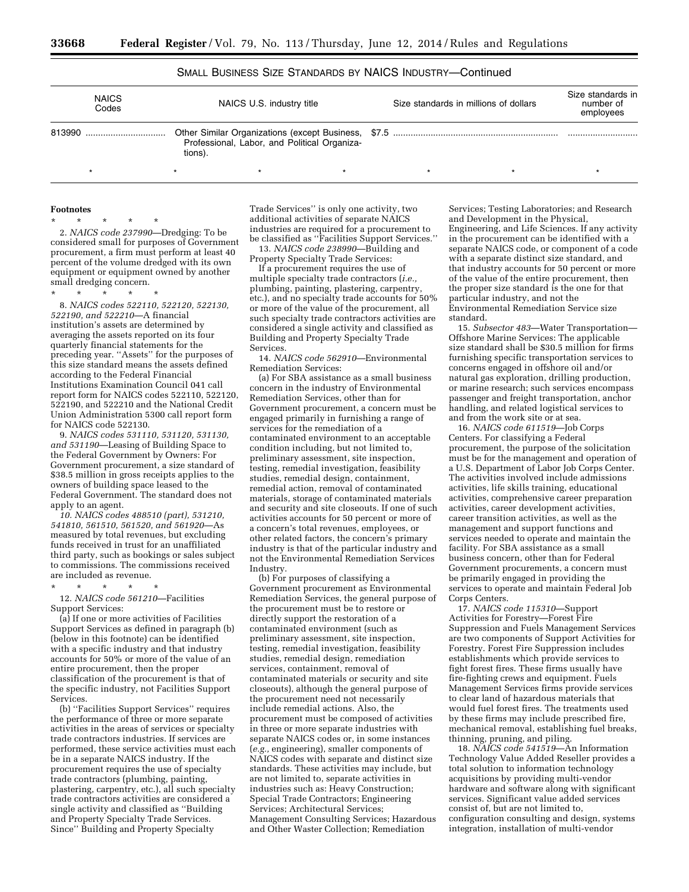## SMALL BUSINESS SIZE STANDARDS BY NAICS INDUSTRY—Continued

| NAICS Codes | NAICS U.S. industry title | Size standards in millions of dollars | Size standards in number of employees |
|---|---|---|---|
| 813990 | Other Similar Organizations (except Business, Professional, Labor, and Political Organizations). | $7.5 | |
| * | * * | * * | * |

### Footnotes

\* \* \* \* \*

2. *NAICS code 237990*—Dredging: To be considered small for purposes of Government procurement, a firm must perform at least 40 percent of the volume dredged with its own equipment or equipment owned by another small dredging concern.

\* \* \* \* \*

8. *NAICS codes 522110, 522120, 522130, 522190, and 522210*—A financial institution's assets are determined by averaging the assets reported on its four quarterly financial statements for the preceding year. "Assets" for the purposes of this size standard means the assets defined according to the Federal Financial Institutions Examination Council 041 call report form for NAICS codes 522110, 522120, 522190, and 522210 and the National Credit Union Administration 5300 call report form for NAICS code 522130.

9. *NAICS codes 531110, 531120, 531130, and 531190*—Leasing of Building Space to the Federal Government by Owners: For Government procurement, a size standard of $38.5 million in gross receipts applies to the owners of building space leased to the Federal Government. The standard does not apply to an agent.

*10. NAICS codes 488510 (part), 531210, 541810, 561510, 561520, and 561920*—As measured by total revenues, but excluding funds received in trust for an unaffiliated third party, such as bookings or sales subject to commissions. The commissions received are included as revenue.

\* \* \* \* \*

12. *NAICS code 561210*—Facilities Support Services:

(a) If one or more activities of Facilities Support Services as defined in paragraph (b) (below in this footnote) can be identified with a specific industry and that industry accounts for 50% or more of the value of an entire procurement, then the proper classification of the procurement is that of the specific industry, not Facilities Support Services.

(b) "Facilities Support Services" requires the performance of three or more separate activities in the areas of services or specialty trade contractors industries. If services are performed, these service activities must each be in a separate NAICS industry. If the procurement requires the use of specialty trade contractors (plumbing, painting, plastering, carpentry, etc.), all such specialty trade contractors activities are considered a single activity and classified as "Building and Property Specialty Trade Services. Since" Building and Property Specialty Trade Services" is only one activity, two additional activities of separate NAICS industries are required for a procurement to be classified as "Facilities Support Services."

13. *NAICS code 238990*—Building and Property Specialty Trade Services:

If a procurement requires the use of multiple specialty trade contractors (*i.e.,* plumbing, painting, plastering, carpentry, etc.), and no specialty trade accounts for 50% or more of the value of the procurement, all such specialty trade contractors activities are considered a single activity and classified as Building and Property Specialty Trade Services.

14. *NAICS code 562910*—Environmental Remediation Services:

(a) For SBA assistance as a small business concern in the industry of Environmental Remediation Services, other than for Government procurement, a concern must be engaged primarily in furnishing a range of services for the remediation of a contaminated environment to an acceptable condition including, but not limited to, preliminary assessment, site inspection, testing, remedial investigation, feasibility studies, remedial design, containment, remedial action, removal of contaminated materials, storage of contaminated materials and security and site closeouts. If one of such activities accounts for 50 percent or more of a concern's total revenues, employees, or other related factors, the concern's primary industry is that of the particular industry and not the Environmental Remediation Services Industry.

(b) For purposes of classifying a Government procurement as Environmental Remediation Services, the general purpose of the procurement must be to restore or directly support the restoration of a contaminated environment (such as preliminary assessment, site inspection, testing, remedial investigation, feasibility studies, remedial design, remediation services, containment, removal of contaminated materials or security and site closeouts), although the general purpose of the procurement need not necessarily include remedial actions. Also, the procurement must be composed of activities in three or more separate industries with separate NAICS codes or, in some instances (*e.g.,* engineering), smaller components of NAICS codes with separate and distinct size standards. These activities may include, but are not limited to, separate activities in industries such as: Heavy Construction; Special Trade Contractors; Engineering Services; Architectural Services; Management Consulting Services; Hazardous and Other Waster Collection; Remediation Services; Testing Laboratories; and Research and Development in the Physical, Engineering, and Life Sciences. If any activity in the procurement can be identified with a separate NAICS code, or component of a code with a separate distinct size standard, and that industry accounts for 50 percent or more of the value of the entire procurement, then the proper size standard is the one for that particular industry, and not the Environmental Remediation Service size standard.

15. *Subsector 483*—Water Transportation—Offshore Marine Services: The applicable size standard shall be $30.5 million for firms furnishing specific transportation services to concerns engaged in offshore oil and/or natural gas exploration, drilling production, or marine research; such services encompass passenger and freight transportation, anchor handling, and related logistical services to and from the work site or at sea.

16. *NAICS code 611519*—Job Corps Centers. For classifying a Federal procurement, the purpose of the solicitation must be for the management and operation of a U.S. Department of Labor Job Corps Center. The activities involved include admissions activities, life skills training, educational activities, comprehensive career preparation activities, career development activities, career transition activities, as well as the management and support functions and services needed to operate and maintain the facility. For SBA assistance as a small business concern, other than for Federal Government procurements, a concern must be primarily engaged in providing the services to operate and maintain Federal Job Corps Centers.

17. *NAICS code 115310*—Support Activities for Forestry—Forest Fire Suppression and Fuels Management Services are two components of Support Activities for Forestry. Forest Fire Suppression includes establishments which provide services to fight forest fires. These firms usually have fire-fighting crews and equipment. Fuels Management Services firms provide services to clear land of hazardous materials that would fuel forest fires. The treatments used by these firms may include prescribed fire, mechanical removal, establishing fuel breaks, thinning, pruning, and piling.

18. *NAICS code 541519*—An Information Technology Value Added Reseller provides a total solution to information technology acquisitions by providing multi-vendor hardware and software along with significant services. Significant value added services consist of, but are not limited to, configuration consulting and design, systems integration, installation of multi-vendor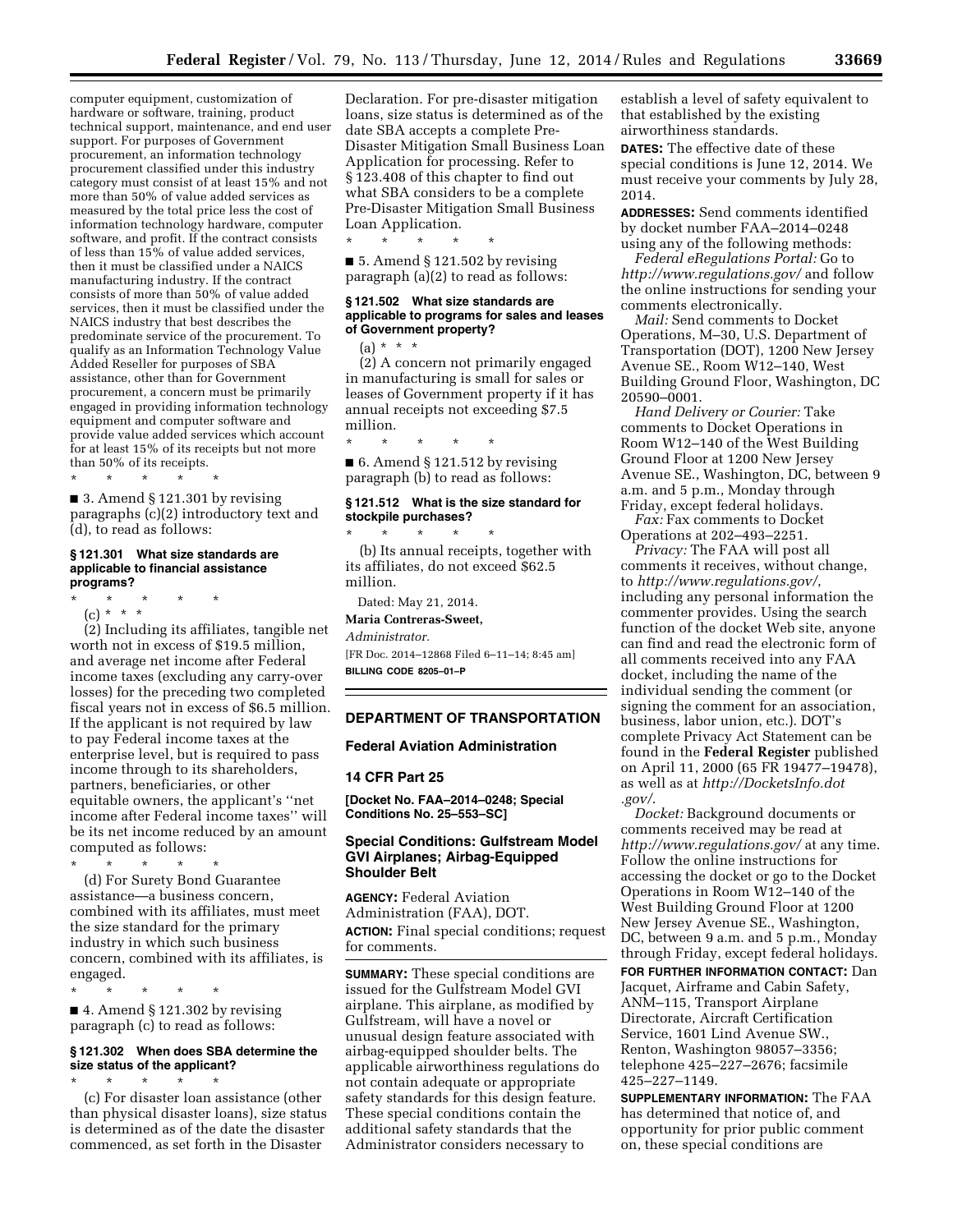computer equipment, customization of hardware or software, training, product technical support, maintenance, and end user support. For purposes of Government procurement, an information technology procurement classified under this industry category must consist of at least 15% and not more than 50% of value added services as measured by the total price less the cost of information technology hardware, computer software, and profit. If the contract consists of less than 15% of value added services, then it must be classified under a NAICS manufacturing industry. If the contract consists of more than 50% of value added services, then it must be classified under the NAICS industry that best describes the predominate service of the procurement. To qualify as an Information Technology Value Added Reseller for purposes of SBA assistance, other than for Government procurement, a concern must be primarily engaged in providing information technology equipment and computer software and provide value added services which account for at least 15% of its receipts but not more than 50% of its receipts.

\* \* \* \* \*

■ 3. Amend § 121.301 by revising paragraphs (c)(2) introductory text and (d), to read as follows:

### § 121.301 What size standards are applicable to financial assistance programs?

\* \* \* \* \*

(c) \* \* \*

(2) Including its affiliates, tangible net worth not in excess of $19.5 million, and average net income after Federal income taxes (excluding any carry-over losses) for the preceding two completed fiscal years not in excess of $6.5 million. If the applicant is not required by law to pay Federal income taxes at the enterprise level, but is required to pass income through to its shareholders, partners, beneficiaries, or other equitable owners, the applicant's ''net income after Federal income taxes'' will be its net income reduced by an amount computed as follows:

\* \* \* \* \*

(d) For Surety Bond Guarantee assistance—a business concern, combined with its affiliates, must meet the size standard for the primary industry in which such business concern, combined with its affiliates, is engaged.

\* \* \* \* \*

■ 4. Amend § 121.302 by revising paragraph (c) to read as follows:

### § 121.302 When does SBA determine the size status of the applicant?

\* \* \* \* \*

(c) For disaster loan assistance (other than physical disaster loans), size status is determined as of the date the disaster commenced, as set forth in the Disaster Declaration. For pre-disaster mitigation loans, size status is determined as of the date SBA accepts a complete Pre-Disaster Mitigation Small Business Loan Application for processing. Refer to § 123.408 of this chapter to find out what SBA considers to be a complete Pre-Disaster Mitigation Small Business Loan Application.

\* \* \* \* \*

■ 5. Amend § 121.502 by revising paragraph (a)(2) to read as follows:

### § 121.502 What size standards are applicable to programs for sales and leases of Government property?

(a) \* \* \*

(2) A concern not primarily engaged in manufacturing is small for sales or leases of Government property if it has annual receipts not exceeding $7.5 million.

\* \* \* \* \*

■ 6. Amend § 121.512 by revising paragraph (b) to read as follows:

### § 121.512 What is the size standard for stockpile purchases?

\* \* \* \* \*

(b) Its annual receipts, together with its affiliates, do not exceed $62.5 million.

Dated: May 21, 2014.

**Maria Contreras-Sweet,**

*Administrator.*

[FR Doc. 2014–12868 Filed 6–11–14; 8:45 am]

**BILLING CODE 8205–01–P**

## DEPARTMENT OF TRANSPORTATION

### Federal Aviation Administration

### 14 CFR Part 25

**[Docket No. FAA–2014–0248; Special Conditions No. 25–553–SC]**

## Special Conditions: Gulfstream Model GVI Airplanes; Airbag-Equipped Shoulder Belt

**AGENCY:** Federal Aviation Administration (FAA), DOT.

**ACTION:** Final special conditions; request for comments.

**SUMMARY:** These special conditions are issued for the Gulfstream Model GVI airplane. This airplane, as modified by Gulfstream, will have a novel or unusual design feature associated with airbag-equipped shoulder belts. The applicable airworthiness regulations do not contain adequate or appropriate safety standards for this design feature. These special conditions contain the additional safety standards that the Administrator considers necessary to establish a level of safety equivalent to that established by the existing airworthiness standards.

**DATES:** The effective date of these special conditions is June 12, 2014. We must receive your comments by July 28, 2014.

**ADDRESSES:** Send comments identified by docket number FAA–2014–0248 using any of the following methods:

*Federal eRegulations Portal:* Go to *http://www.regulations.gov/* and follow the online instructions for sending your comments electronically.

*Mail:* Send comments to Docket Operations, M–30, U.S. Department of Transportation (DOT), 1200 New Jersey Avenue SE., Room W12–140, West Building Ground Floor, Washington, DC 20590–0001.

*Hand Delivery or Courier:* Take comments to Docket Operations in Room W12–140 of the West Building Ground Floor at 1200 New Jersey Avenue SE., Washington, DC, between 9 a.m. and 5 p.m., Monday through Friday, except federal holidays.

*Fax:* Fax comments to Docket Operations at 202–493–2251.

*Privacy:* The FAA will post all comments it receives, without change, to *http://www.regulations.gov/*, including any personal information the commenter provides. Using the search function of the docket Web site, anyone can find and read the electronic form of all comments received into any FAA docket, including the name of the individual sending the comment (or signing the comment for an association, business, labor union, etc.). DOT's complete Privacy Act Statement can be found in the **Federal Register** published on April 11, 2000 (65 FR 19477–19478), as well as at *http://DocketsInfo.dot.gov/*.

*Docket:* Background documents or comments received may be read at *http://www.regulations.gov/* at any time. Follow the online instructions for accessing the docket or go to the Docket Operations in Room W12–140 of the West Building Ground Floor at 1200 New Jersey Avenue SE., Washington, DC, between 9 a.m. and 5 p.m., Monday through Friday, except federal holidays.

**FOR FURTHER INFORMATION CONTACT:** Dan Jacquet, Airframe and Cabin Safety, ANM–115, Transport Airplane Directorate, Aircraft Certification Service, 1601 Lind Avenue SW., Renton, Washington 98057–3356; telephone 425–227–2676; facsimile 425–227–1149.

**SUPPLEMENTARY INFORMATION:** The FAA has determined that notice of, and opportunity for prior public comment on, these special conditions are